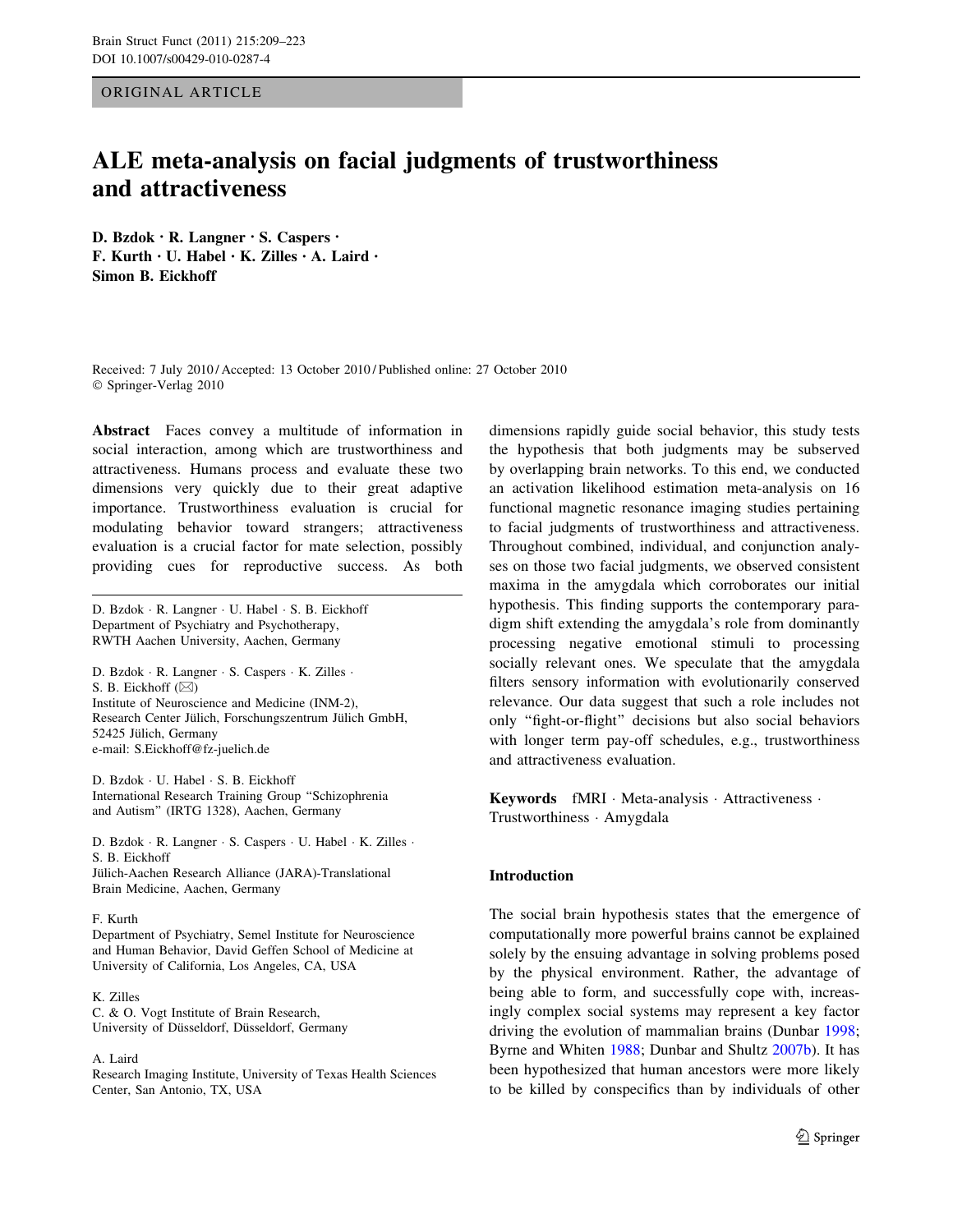ORIGINAL ARTICLE

# ALE meta-analysis on facial judgments of trustworthiness and attractiveness

**D. Bzdok · R. Langner · S. Caspers · F. Kurth · U. Habel · K. Zilles · A. Laird · Simon B. Eickhoff**

Received: 7 July 2010 / Accepted: 13 October 2010 / Published online: 27 October 2010
© Springer-Verlag 2010

**Abstract** Faces convey a multitude of information in social interaction, among which are trustworthiness and attractiveness. Humans process and evaluate these two dimensions very quickly due to their great adaptive importance. Trustworthiness evaluation is crucial for modulating behavior toward strangers; attractiveness evaluation is a crucial factor for mate selection, possibly providing cues for reproductive success. As both dimensions rapidly guide social behavior, this study tests the hypothesis that both judgments may be subserved by overlapping brain networks. To this end, we conducted an activation likelihood estimation meta-analysis on 16 functional magnetic resonance imaging studies pertaining to facial judgments of trustworthiness and attractiveness. Throughout combined, individual, and conjunction analyses on those two facial judgments, we observed consistent maxima in the amygdala which corroborates our initial hypothesis. This finding supports the contemporary paradigm shift extending the amygdala's role from dominantly processing negative emotional stimuli to processing socially relevant ones. We speculate that the amygdala filters sensory information with evolutionarily conserved relevance. Our data suggest that such a role includes not only "fight-or-flight" decisions but also social behaviors with longer term pay-off schedules, e.g., trustworthiness and attractiveness evaluation.

**Keywords** fMRI · Meta-analysis · Attractiveness · Trustworthiness · Amygdala

D. Bzdok · R. Langner · U. Habel · S. B. Eickhoff
Department of Psychiatry and Psychotherapy, RWTH Aachen University, Aachen, Germany

D. Bzdok · R. Langner · S. Caspers · K. Zilles · S. B. Eickhoff (✉)
Institute of Neuroscience and Medicine (INM-2), Research Center Jülich, Forschungszentrum Jülich GmbH, 52425 Jülich, Germany
e-mail: S.Eickhoff@fz-juelich.de

D. Bzdok · U. Habel · S. B. Eickhoff
International Research Training Group "Schizophrenia and Autism" (IRTG 1328), Aachen, Germany

D. Bzdok · R. Langner · S. Caspers · U. Habel · K. Zilles · S. B. Eickhoff
Jülich-Aachen Research Alliance (JARA)-Translational Brain Medicine, Aachen, Germany

F. Kurth
Department of Psychiatry, Semel Institute for Neuroscience and Human Behavior, David Geffen School of Medicine at University of California, Los Angeles, CA, USA

K. Zilles
C. & O. Vogt Institute of Brain Research, University of Düsseldorf, Düsseldorf, Germany

A. Laird
Research Imaging Institute, University of Texas Health Sciences Center, San Antonio, TX, USA

## Introduction

The social brain hypothesis states that the emergence of computationally more powerful brains cannot be explained solely by the ensuing advantage in solving problems posed by the physical environment. Rather, the advantage of being able to form, and successfully cope with, increasingly complex social systems may represent a key factor driving the evolution of mammalian brains (Dunbar 1998; Byrne and Whiten 1988; Dunbar and Shultz 2007b). It has been hypothesized that human ancestors were more likely to be killed by conspecifics than by individuals of other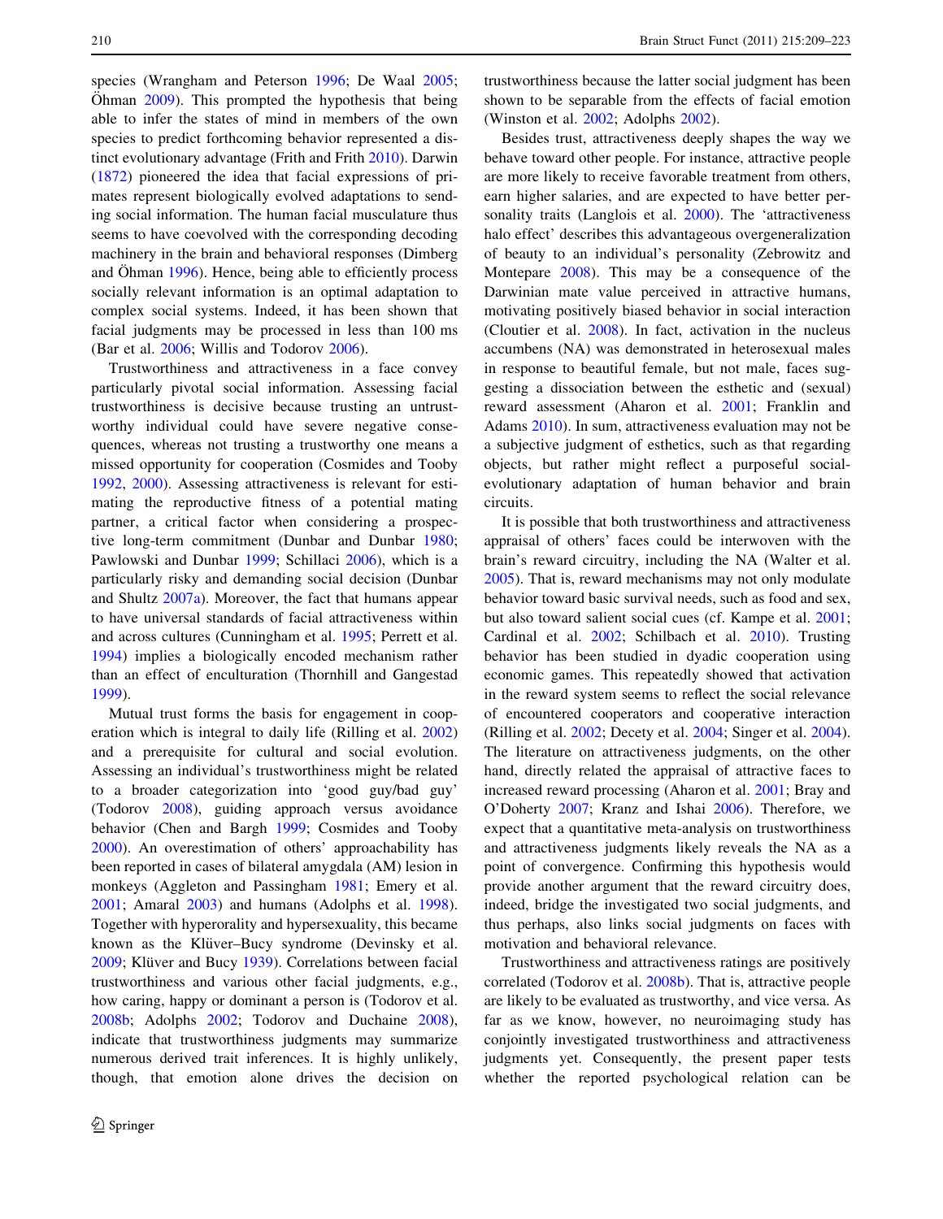species (Wrangham and Peterson 1996; De Waal 2005; Öhman 2009). This prompted the hypothesis that being able to infer the states of mind in members of the own species to predict forthcoming behavior represented a distinct evolutionary advantage (Frith and Frith 2010). Darwin (1872) pioneered the idea that facial expressions of primates represent biologically evolved adaptations to sending social information. The human facial musculature thus seems to have coevolved with the corresponding decoding machinery in the brain and behavioral responses (Dimberg and Öhman 1996). Hence, being able to efficiently process socially relevant information is an optimal adaptation to complex social systems. Indeed, it has been shown that facial judgments may be processed in less than 100 ms (Bar et al. 2006; Willis and Todorov 2006).

Trustworthiness and attractiveness in a face convey particularly pivotal social information. Assessing facial trustworthiness is decisive because trusting an untrustworthy individual could have severe negative consequences, whereas not trusting a trustworthy one means a missed opportunity for cooperation (Cosmides and Tooby 1992, 2000). Assessing attractiveness is relevant for estimating the reproductive fitness of a potential mating partner, a critical factor when considering a prospective long-term commitment (Dunbar and Dunbar 1980; Pawlowski and Dunbar 1999; Schillaci 2006), which is a particularly risky and demanding social decision (Dunbar and Shultz 2007a). Moreover, the fact that humans appear to have universal standards of facial attractiveness within and across cultures (Cunningham et al. 1995; Perrett et al. 1994) implies a biologically encoded mechanism rather than an effect of enculturation (Thornhill and Gangestad 1999).

Mutual trust forms the basis for engagement in cooperation which is integral to daily life (Rilling et al. 2002) and a prerequisite for cultural and social evolution. Assessing an individual's trustworthiness might be related to a broader categorization into 'good guy/bad guy' (Todorov 2008), guiding approach versus avoidance behavior (Chen and Bargh 1999; Cosmides and Tooby 2000). An overestimation of others' approachability has been reported in cases of bilateral amygdala (AM) lesion in monkeys (Aggleton and Passingham 1981; Emery et al. 2001; Amaral 2003) and humans (Adolphs et al. 1998). Together with hyperorality and hypersexuality, this became known as the Klüver–Bucy syndrome (Devinsky et al. 2009; Klüver and Bucy 1939). Correlations between facial trustworthiness and various other facial judgments, e.g., how caring, happy or dominant a person is (Todorov et al. 2008b; Adolphs 2002; Todorov and Duchaine 2008), indicate that trustworthiness judgments may summarize numerous derived trait inferences. It is highly unlikely, though, that emotion alone drives the decision on trustworthiness because the latter social judgment has been shown to be separable from the effects of facial emotion (Winston et al. 2002; Adolphs 2002).

Besides trust, attractiveness deeply shapes the way we behave toward other people. For instance, attractive people are more likely to receive favorable treatment from others, earn higher salaries, and are expected to have better personality traits (Langlois et al. 2000). The 'attractiveness halo effect' describes this advantageous overgeneralization of beauty to an individual's personality (Zebrowitz and Montepare 2008). This may be a consequence of the Darwinian mate value perceived in attractive humans, motivating positively biased behavior in social interaction (Cloutier et al. 2008). In fact, activation in the nucleus accumbens (NA) was demonstrated in heterosexual males in response to beautiful female, but not male, faces suggesting a dissociation between the esthetic and (sexual) reward assessment (Aharon et al. 2001; Franklin and Adams 2010). In sum, attractiveness evaluation may not be a subjective judgment of esthetics, such as that regarding objects, but rather might reflect a purposeful social-evolutionary adaptation of human behavior and brain circuits.

It is possible that both trustworthiness and attractiveness appraisal of others' faces could be interwoven with the brain's reward circuitry, including the NA (Walter et al. 2005). That is, reward mechanisms may not only modulate behavior toward basic survival needs, such as food and sex, but also toward salient social cues (cf. Kampe et al. 2001; Cardinal et al. 2002; Schilbach et al. 2010). Trusting behavior has been studied in dyadic cooperation using economic games. This repeatedly showed that activation in the reward system seems to reflect the social relevance of encountered cooperators and cooperative interaction (Rilling et al. 2002; Decety et al. 2004; Singer et al. 2004). The literature on attractiveness judgments, on the other hand, directly related the appraisal of attractive faces to increased reward processing (Aharon et al. 2001; Bray and O'Doherty 2007; Kranz and Ishai 2006). Therefore, we expect that a quantitative meta-analysis on trustworthiness and attractiveness judgments likely reveals the NA as a point of convergence. Confirming this hypothesis would provide another argument that the reward circuitry does, indeed, bridge the investigated two social judgments, and thus perhaps, also links social judgments on faces with motivation and behavioral relevance.

Trustworthiness and attractiveness ratings are positively correlated (Todorov et al. 2008b). That is, attractive people are likely to be evaluated as trustworthy, and vice versa. As far as we know, however, no neuroimaging study has conjointly investigated trustworthiness and attractiveness judgments yet. Consequently, the present paper tests whether the reported psychological relation can be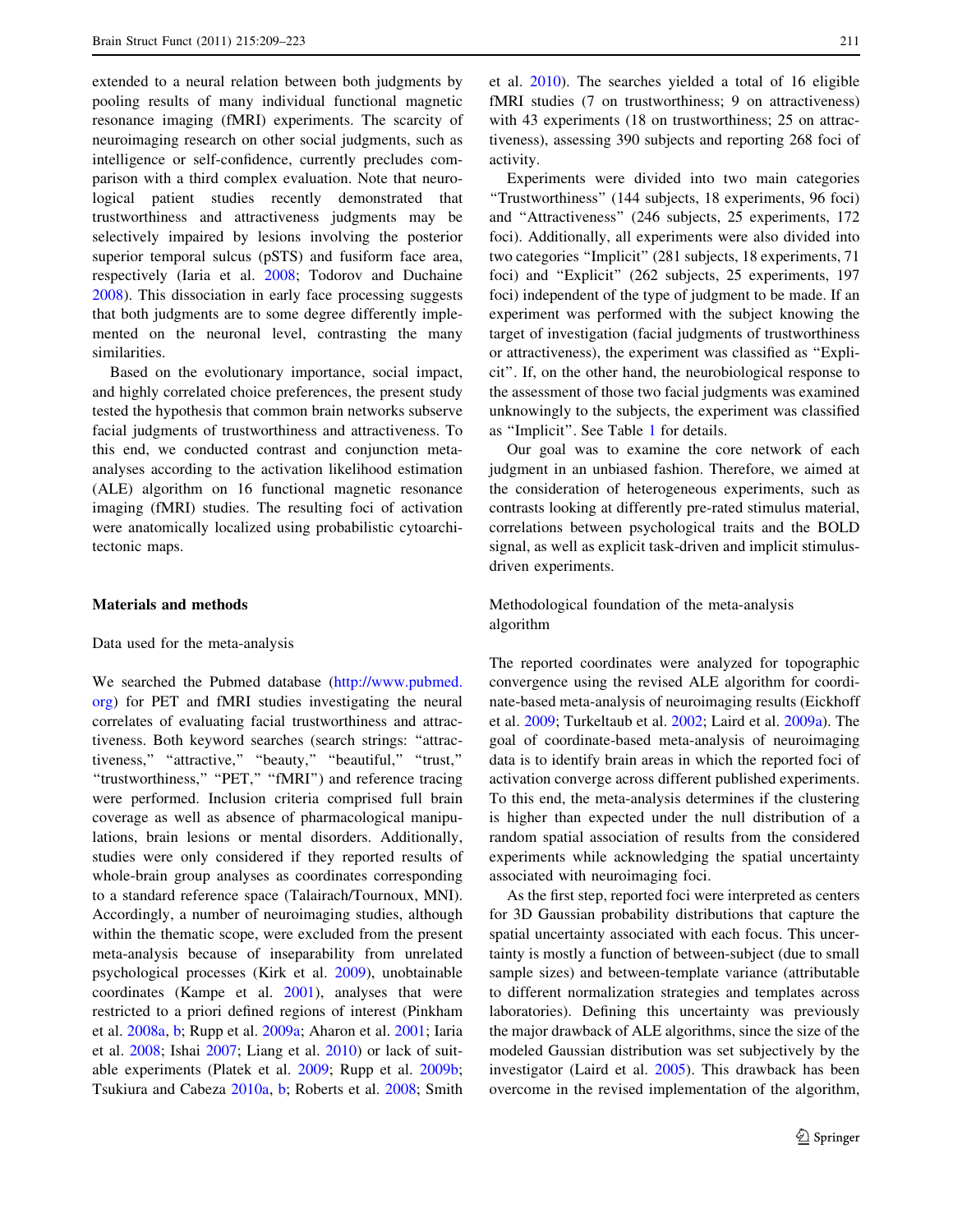extended to a neural relation between both judgments by pooling results of many individual functional magnetic resonance imaging (fMRI) experiments. The scarcity of neuroimaging research on other social judgments, such as intelligence or self-confidence, currently precludes comparison with a third complex evaluation. Note that neurological patient studies recently demonstrated that trustworthiness and attractiveness judgments may be selectively impaired by lesions involving the posterior superior temporal sulcus (pSTS) and fusiform face area, respectively (Iaria et al. 2008; Todorov and Duchaine 2008). This dissociation in early face processing suggests that both judgments are to some degree differently implemented on the neuronal level, contrasting the many similarities.

Based on the evolutionary importance, social impact, and highly correlated choice preferences, the present study tested the hypothesis that common brain networks subserve facial judgments of trustworthiness and attractiveness. To this end, we conducted contrast and conjunction meta-analyses according to the activation likelihood estimation (ALE) algorithm on 16 functional magnetic resonance imaging (fMRI) studies. The resulting foci of activation were anatomically localized using probabilistic cytoarchitectonic maps.

## Materials and methods

### Data used for the meta-analysis

We searched the Pubmed database (http://www.pubmed.org) for PET and fMRI studies investigating the neural correlates of evaluating facial trustworthiness and attractiveness. Both keyword searches (search strings: "attractiveness," "attractive," "beauty," "beautiful," "trust," "trustworthiness," "PET," "fMRI") and reference tracing were performed. Inclusion criteria comprised full brain coverage as well as absence of pharmacological manipulations, brain lesions or mental disorders. Additionally, studies were only considered if they reported results of whole-brain group analyses as coordinates corresponding to a standard reference space (Talairach/Tournoux, MNI). Accordingly, a number of neuroimaging studies, although within the thematic scope, were excluded from the present meta-analysis because of inseparability from unrelated psychological processes (Kirk et al. 2009), unobtainable coordinates (Kampe et al. 2001), analyses that were restricted to a priori defined regions of interest (Pinkham et al. 2008a, b; Rupp et al. 2009a; Aharon et al. 2001; Iaria et al. 2008; Ishai 2007; Liang et al. 2010) or lack of suitable experiments (Platek et al. 2009; Rupp et al. 2009b; Tsukiura and Cabeza 2010a, b; Roberts et al. 2008; Smith et al. 2010). The searches yielded a total of 16 eligible fMRI studies (7 on trustworthiness; 9 on attractiveness) with 43 experiments (18 on trustworthiness; 25 on attractiveness), assessing 390 subjects and reporting 268 foci of activity.

Experiments were divided into two main categories "Trustworthiness" (144 subjects, 18 experiments, 96 foci) and "Attractiveness" (246 subjects, 25 experiments, 172 foci). Additionally, all experiments were also divided into two categories "Implicit" (281 subjects, 18 experiments, 71 foci) and "Explicit" (262 subjects, 25 experiments, 197 foci) independent of the type of judgment to be made. If an experiment was performed with the subject knowing the target of investigation (facial judgments of trustworthiness or attractiveness), the experiment was classified as "Explicit". If, on the other hand, the neurobiological response to the assessment of those two facial judgments was examined unknowingly to the subjects, the experiment was classified as "Implicit". See Table 1 for details.

Our goal was to examine the core network of each judgment in an unbiased fashion. Therefore, we aimed at the consideration of heterogeneous experiments, such as contrasts looking at differently pre-rated stimulus material, correlations between psychological traits and the BOLD signal, as well as explicit task-driven and implicit stimulus-driven experiments.

### Methodological foundation of the meta-analysis algorithm

The reported coordinates were analyzed for topographic convergence using the revised ALE algorithm for coordinate-based meta-analysis of neuroimaging results (Eickhoff et al. 2009; Turkeltaub et al. 2002; Laird et al. 2009a). The goal of coordinate-based meta-analysis of neuroimaging data is to identify brain areas in which the reported foci of activation converge across different published experiments. To this end, the meta-analysis determines if the clustering is higher than expected under the null distribution of a random spatial association of results from the considered experiments while acknowledging the spatial uncertainty associated with neuroimaging foci.

As the first step, reported foci were interpreted as centers for 3D Gaussian probability distributions that capture the spatial uncertainty associated with each focus. This uncertainty is mostly a function of between-subject (due to small sample sizes) and between-template variance (attributable to different normalization strategies and templates across laboratories). Defining this uncertainty was previously the major drawback of ALE algorithms, since the size of the modeled Gaussian distribution was set subjectively by the investigator (Laird et al. 2005). This drawback has been overcome in the revised implementation of the algorithm,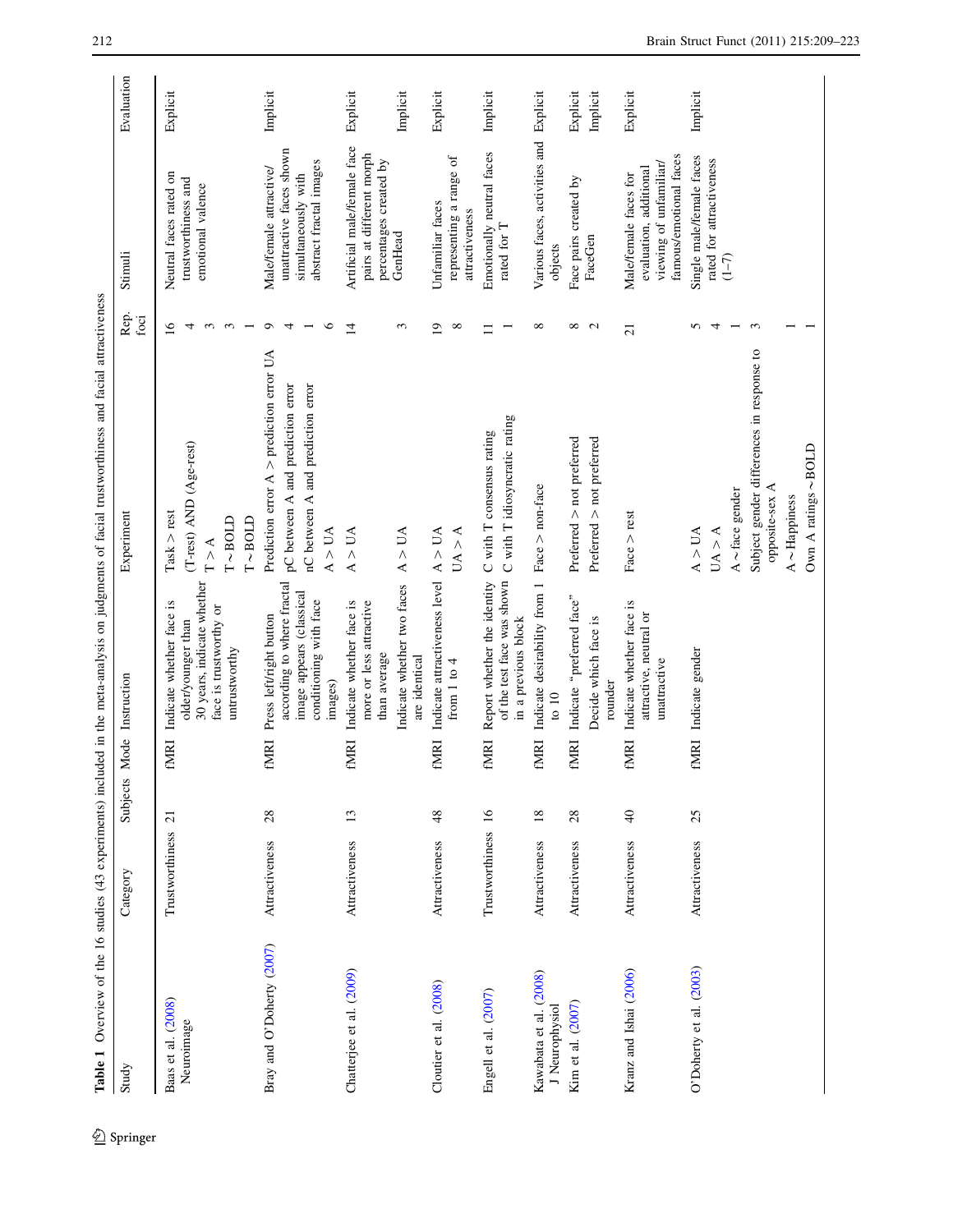**Table 1** Overview of the 16 studies (43 experiments) included in the meta-analysis on judgments of facial trustworthiness and facial attractiveness

| Study | Category | Subjects | Mode | Instruction | Experiment | Rep. foci | Stimuli | Evaluation |
|---|---|---|---|---|---|---|---|---|
| Baas et al. (2008) Neuroimage | Trustworthiness | 21 | fMRI | Indicate whether face is older/younger than 30 years, indicate whether face is trustworthy or untrustworthy | Task > rest | 16 | Neutral faces rated on trustworthiness and emotional valence | Explicit |
| | | | | | (T-rest) AND (Age-rest) | 4 | | |
| | | | | | T > A | 3 | | |
| | | | | | T ~ BOLD | 3 | | |
| | | | | | T ~ BOLD | 1 | | |
| Bray and O'Doherty (2007) | Attractiveness | 28 | fMRI | Press left/right button according to where fractal image appears (classical conditioning with face images) | Prediction error A > prediction error UA | 9 | Male/female attractive/unattractive faces shown simultaneously with abstract fractal images | Implicit |
| | | | | | pC between A and prediction error | 4 | | |
| | | | | | nC between A and prediction error | 1 | | |
| | | | | | A > UA | 6 | | |
| Chatterjee et al. (2009) | Attractiveness | 13 | fMRI | Indicate whether face is more or less attractive than average | A > UA | 14 | Artificial male/female face pairs at different morph percentages created by GenHead | Explicit |
| | | | | Indicate whether two faces are identical | A > UA | 3 | | Implicit |
| Cloutier et al. (2008) | Attractiveness | 48 | fMRI | Indicate attractiveness level from 1 to 4 | A > UA | 19 | Unfamiliar faces representing a range of attractiveness | Explicit |
| | | | | | UA > A | 8 | | |
| Engell et al. (2007) | Trustworthiness | 16 | fMRI | Report whether the identity of the test face was shown in a previous block | C with T consensus rating | 11 | Emotionally neutral faces rated for T | Implicit |
| | | | | | C with T idiosyncratic rating | 1 | | |
| Kawabata et al. (2008) J Neurophysiol | Attractiveness | 18 | fMRI | Indicate desirability from 1 to 10 | Face > non-face | 8 | Various faces, activities and objects | Explicit |
| Kim et al. (2007) | Attractiveness | 28 | fMRI | Indicate "preferred face" | Preferred > not preferred | 8 | Face pairs created by FaceGen | Explicit |
| | | | | Decide which face is rounder | Preferred > not preferred | 2 | | Implicit |
| Kranz and Ishai (2006) | Attractiveness | 40 | fMRI | Indicate whether face is attractive, neutral or unattractive | Face > rest | 21 | Male/female faces for evaluation, additional viewing of unfamiliar/famous/emotional faces | Explicit |
| O'Doherty et al. (2003) | Attractiveness | 25 | fMRI | Indicate gender | A > UA | 5 | Single male/female faces rated for attractiveness (1–7) | Implicit |
| | | | | | UA > A | 4 | | |
| | | | | | A ~ face gender | 1 | | |
| | | | | | Subject gender differences in response to opposite-sex A | 3 | | |
| | | | | | A ~ Happiness | 1 | | |
| | | | | | Own A ratings ~ BOLD | 1 | | |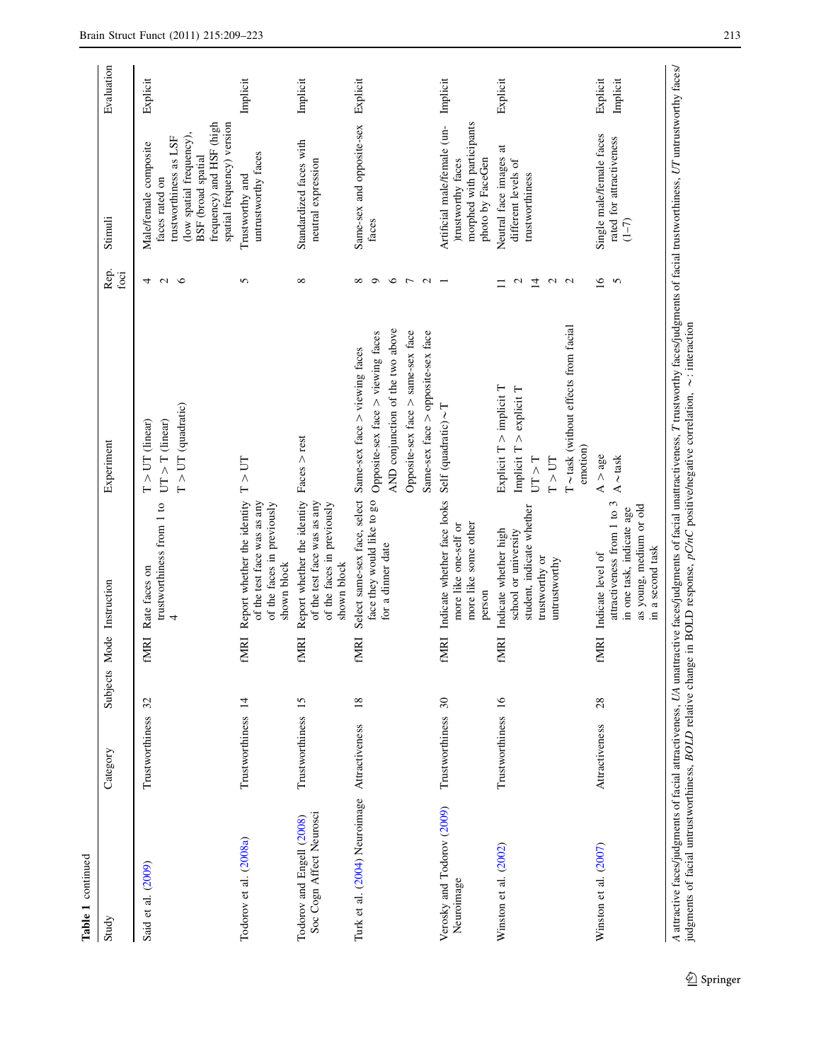**Table 1** continued

| Study | Category | Subjects | Mode | Instruction | Experiment | Rep. foci | Stimuli | Evaluation |
|---|---|---|---|---|---|---|---|---|
| Said et al. (2009) | Trustworthiness | 32 | fMRI | Rate faces on trustworthiness from 1 to 4 | T > UT (linear) | 4 | Male/female composite faces rated on trustworthiness as LSF (low spatial frequency), BSF (broad spatial frequency) and HSF (high spatial frequency) version | Explicit |
| | | | | | UT > T (linear) | 2 | | |
| | | | | | T > UT (quadratic) | 6 | | |
| Todorov et al. (2008a) | Trustworthiness | 14 | fMRI | Report whether the identity of the test face was as any of the faces in previously shown block | T > UT | 5 | Trustworthy and untrustworthy faces | Implicit |
| Todorov and Engell (2008) Soc Cogn Affect Neurosci | Trustworthiness | 15 | fMRI | Report whether the identity of the test face was as any of the faces in previously shown block | Faces > rest | 8 | Standardized faces with neutral expression | Implicit |
| Turk et al. (2004) Neuroimage | Attractiveness | 18 | fMRI | Select same-sex face, select face they would like to go for a dinner date | Same-sex face > viewing faces | 8 | Same-sex and opposite-sex faces | Explicit |
| | | | | | Opposite-sex face > viewing faces | 9 | | |
| | | | | | AND conjunction of the two above | 6 | | |
| | | | | | Opposite-sex face > same-sex face | 7 | | |
| | | | | | Same-sex face > opposite-sex face | 2 | | |
| Verosky and Todorov (2009) Neuroimage | Trustworthiness | 30 | fMRI | Indicate whether face looks more like one-self or more like some other person | Self (quadratic) ~ T | 1 | Artificial male/female (un-)trustworthy faces morphed with participants photo by FaceGen | Implicit |
| Winston et al. (2002) | Trustworthiness | 16 | fMRI | Indicate whether high school or university student, indicate whether trustworthy or untrustworthy | Explicit T > implicit T | 11 | Neutral face images at different levels of trustworthiness | Explicit |
| | | | | | Implicit T > explicit T | 2 | | |
| | | | | | UT > T | 14 | | |
| | | | | | T > UT | 2 | | |
| | | | | | T ~ task (without effects from facial emotion) | 2 | | |
| Winston et al. (2007) | Attractiveness | 28 | fMRI | Indicate level of attractiveness from 1 to 3 in one task, indicate age as young, medium or old in a second task | A > age | 16 | Single male/female faces rated for attractiveness (1–7) | Explicit |
| | | | | | A ~ task | 5 | | Implicit |

*A* attractive faces/judgments of facial attractiveness, *UA* unattractive faces/judgments of facial unattractiveness, *T* trustworthy faces/judgments of facial trustworthiness, *UT* untrustworthy faces/judgments of facial untrustworthiness, *BOLD* relative change in BOLD response, *pC/nC* positive/negative correlation, ~: interaction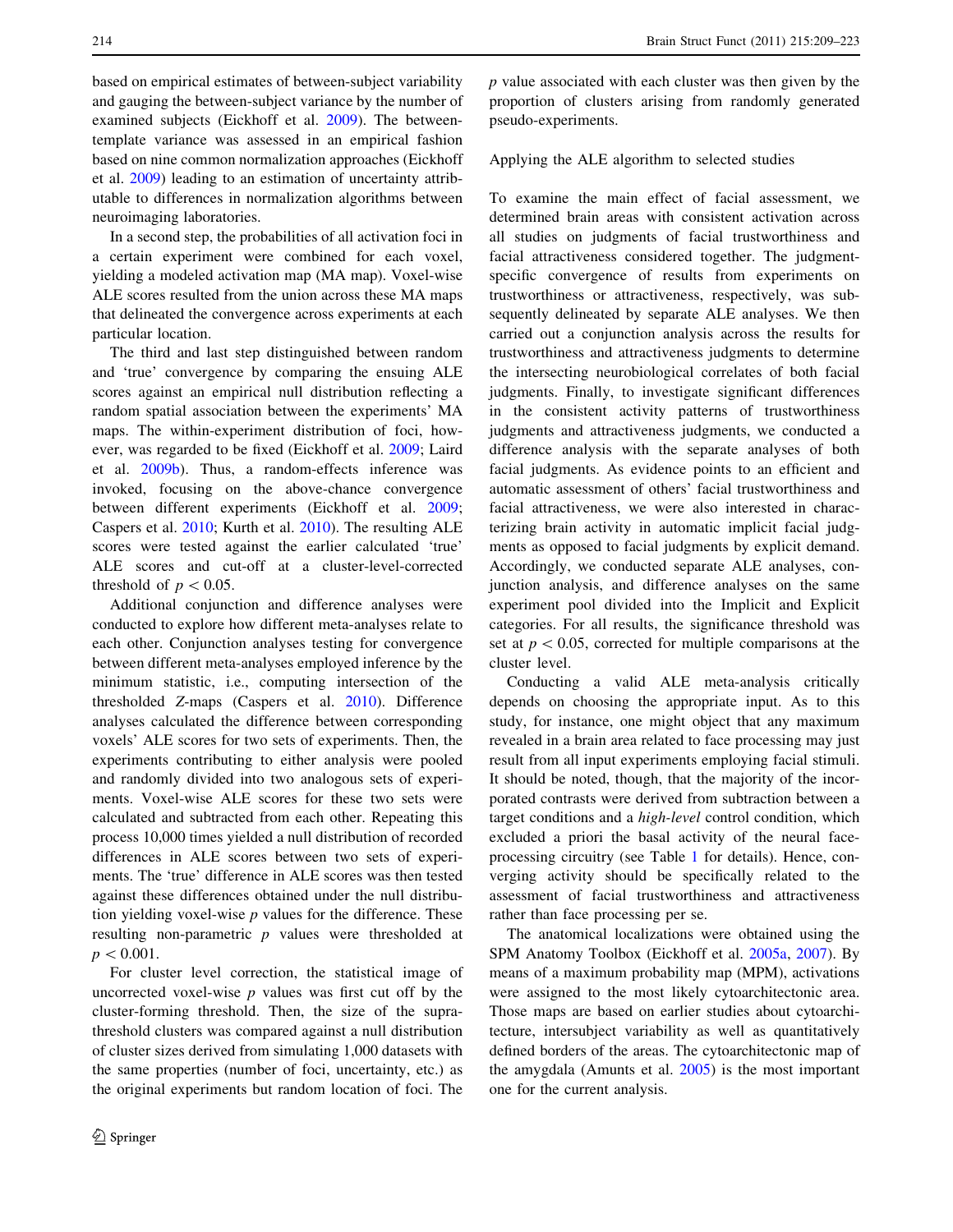based on empirical estimates of between-subject variability and gauging the between-subject variance by the number of examined subjects (Eickhoff et al. 2009). The between-template variance was assessed in an empirical fashion based on nine common normalization approaches (Eickhoff et al. 2009) leading to an estimation of uncertainty attributable to differences in normalization algorithms between neuroimaging laboratories.

In a second step, the probabilities of all activation foci in a certain experiment were combined for each voxel, yielding a modeled activation map (MA map). Voxel-wise ALE scores resulted from the union across these MA maps that delineated the convergence across experiments at each particular location.

The third and last step distinguished between random and 'true' convergence by comparing the ensuing ALE scores against an empirical null distribution reflecting a random spatial association between the experiments' MA maps. The within-experiment distribution of foci, however, was regarded to be fixed (Eickhoff et al. 2009; Laird et al. 2009b). Thus, a random-effects inference was invoked, focusing on the above-chance convergence between different experiments (Eickhoff et al. 2009; Caspers et al. 2010; Kurth et al. 2010). The resulting ALE scores were tested against the earlier calculated 'true' ALE scores and cut-off at a cluster-level-corrected threshold of $p < 0.05$.

Additional conjunction and difference analyses were conducted to explore how different meta-analyses relate to each other. Conjunction analyses testing for convergence between different meta-analyses employed inference by the minimum statistic, i.e., computing intersection of the thresholded $Z$-maps (Caspers et al. 2010). Difference analyses calculated the difference between corresponding voxels' ALE scores for two sets of experiments. Then, the experiments contributing to either analysis were pooled and randomly divided into two analogous sets of experiments. Voxel-wise ALE scores for these two sets were calculated and subtracted from each other. Repeating this process 10,000 times yielded a null distribution of recorded differences in ALE scores between two sets of experiments. The 'true' difference in ALE scores was then tested against these differences obtained under the null distribution yielding voxel-wise $p$ values for the difference. These resulting non-parametric $p$ values were thresholded at $p < 0.001$.

For cluster level correction, the statistical image of uncorrected voxel-wise $p$ values was first cut off by the cluster-forming threshold. Then, the size of the supra-threshold clusters was compared against a null distribution of cluster sizes derived from simulating 1,000 datasets with the same properties (number of foci, uncertainty, etc.) as the original experiments but random location of foci. The $p$ value associated with each cluster was then given by the proportion of clusters arising from randomly generated pseudo-experiments.

### Applying the ALE algorithm to selected studies

To examine the main effect of facial assessment, we determined brain areas with consistent activation across all studies on judgments of facial trustworthiness and facial attractiveness considered together. The judgment-specific convergence of results from experiments on trustworthiness or attractiveness, respectively, was subsequently delineated by separate ALE analyses. We then carried out a conjunction analysis across the results for trustworthiness and attractiveness judgments to determine the intersecting neurobiological correlates of both facial judgments. Finally, to investigate significant differences in the consistent activity patterns of trustworthiness judgments and attractiveness judgments, we conducted a difference analysis with the separate analyses of both facial judgments. As evidence points to an efficient and automatic assessment of others' facial trustworthiness and facial attractiveness, we were also interested in characterizing brain activity in automatic implicit facial judgments as opposed to facial judgments by explicit demand. Accordingly, we conducted separate ALE analyses, conjunction analysis, and difference analyses on the same experiment pool divided into the Implicit and Explicit categories. For all results, the significance threshold was set at $p < 0.05$, corrected for multiple comparisons at the cluster level.

Conducting a valid ALE meta-analysis critically depends on choosing the appropriate input. As to this study, for instance, one might object that any maximum revealed in a brain area related to face processing may just result from all input experiments employing facial stimuli. It should be noted, though, that the majority of the incorporated contrasts were derived from subtraction between a target conditions and a *high-level* control condition, which excluded a priori the basal activity of the neural face-processing circuitry (see Table 1 for details). Hence, converging activity should be specifically related to the assessment of facial trustworthiness and attractiveness rather than face processing per se.

The anatomical localizations were obtained using the SPM Anatomy Toolbox (Eickhoff et al. 2005a, 2007). By means of a maximum probability map (MPM), activations were assigned to the most likely cytoarchitectonic area. Those maps are based on earlier studies about cytoarchitecture, intersubject variability as well as quantitatively defined borders of the areas. The cytoarchitectonic map of the amygdala (Amunts et al. 2005) is the most important one for the current analysis.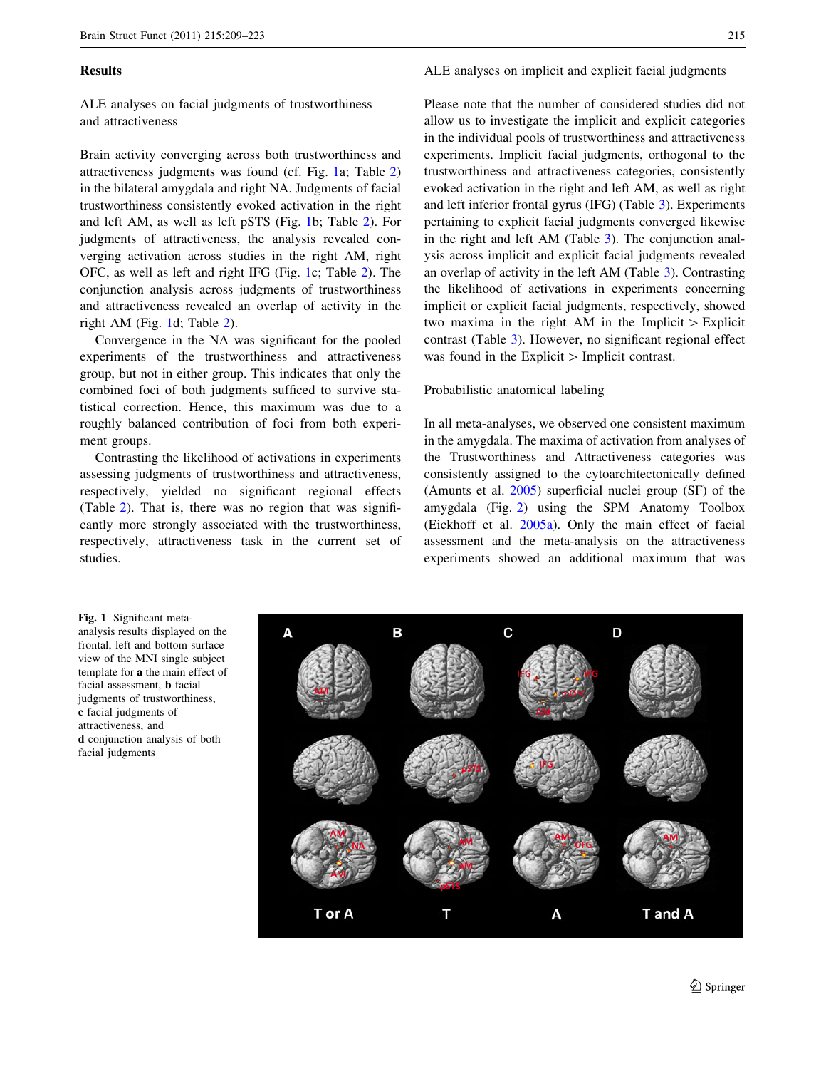## Results

### ALE analyses on facial judgments of trustworthiness and attractiveness

Brain activity converging across both trustworthiness and attractiveness judgments was found (cf. Fig. 1a; Table 2) in the bilateral amygdala and right NA. Judgments of facial trustworthiness consistently evoked activation in the right and left AM, as well as left pSTS (Fig. 1b; Table 2). For judgments of attractiveness, the analysis revealed converging activation across studies in the right AM, right OFC, as well as left and right IFG (Fig. 1c; Table 2). The conjunction analysis across judgments of trustworthiness and attractiveness revealed an overlap of activity in the right AM (Fig. 1d; Table 2).

Convergence in the NA was significant for the pooled experiments of the trustworthiness and attractiveness group, but not in either group. This indicates that only the combined foci of both judgments sufficed to survive statistical correction. Hence, this maximum was due to a roughly balanced contribution of foci from both experiment groups.

Contrasting the likelihood of activations in experiments assessing judgments of trustworthiness and attractiveness, respectively, yielded no significant regional effects (Table 2). That is, there was no region that was significantly more strongly associated with the trustworthiness, respectively, attractiveness task in the current set of studies.

### ALE analyses on implicit and explicit facial judgments

Please note that the number of considered studies did not allow us to investigate the implicit and explicit categories in the individual pools of trustworthiness and attractiveness experiments. Implicit facial judgments, orthogonal to the trustworthiness and attractiveness categories, consistently evoked activation in the right and left AM, as well as right and left inferior frontal gyrus (IFG) (Table 3). Experiments pertaining to explicit facial judgments converged likewise in the right and left AM (Table 3). The conjunction analysis across implicit and explicit facial judgments revealed an overlap of activity in the left AM (Table 3). Contrasting the likelihood of activations in experiments concerning implicit or explicit facial judgments, respectively, showed two maxima in the right AM in the Implicit > Explicit contrast (Table 3). However, no significant regional effect was found in the Explicit > Implicit contrast.

### Probabilistic anatomical labeling

In all meta-analyses, we observed one consistent maximum in the amygdala. The maxima of activation from analyses of the Trustworthiness and Attractiveness categories was consistently assigned to the cytoarchitectonically defined (Amunts et al. 2005) superficial nuclei group (SF) of the amygdala (Fig. 2) using the SPM Anatomy Toolbox (Eickhoff et al. 2005a). Only the main effect of facial assessment and the meta-analysis on the attractiveness experiments showed an additional maximum that was

**Fig. 1** Significant meta-analysis results displayed on the frontal, left and bottom surface view of the MNI single subject template for **a** the main effect of facial assessment, **b** facial judgments of trustworthiness, **c** facial judgments of attractiveness, and **d** conjunction analysis of both facial judgments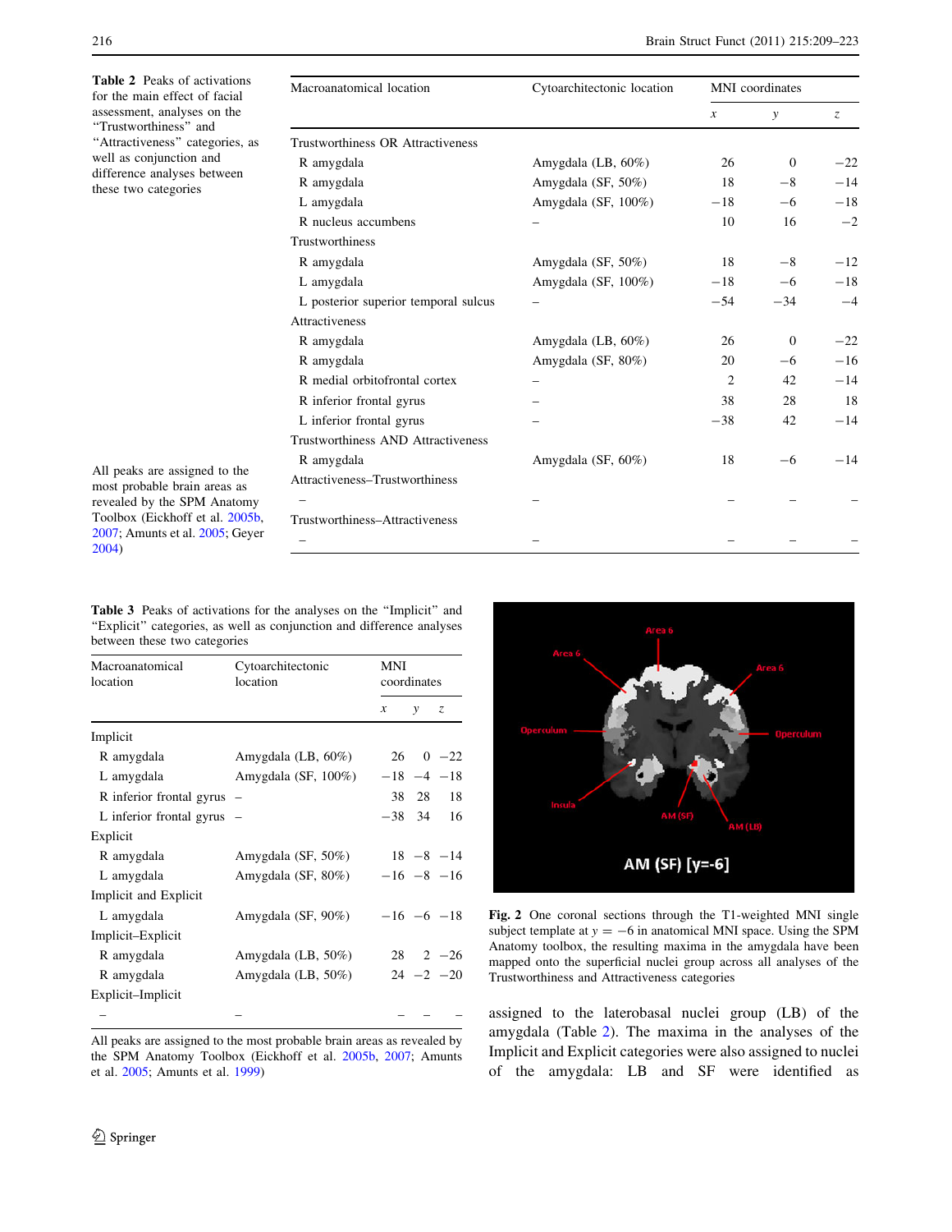**Table 2** Peaks of activations for the main effect of facial assessment, analyses on the "Trustworthiness" and "Attractiveness" categories, as well as conjunction and difference analyses between these two categories

| Macroanatomical location | Cytoarchitectonic location | MNI coordinates | | |
|---|---|---|---|---|
| | | *x* | *y* | *z* |
| Trustworthiness OR Attractiveness | | | | |
| R amygdala | Amygdala (LB, 60%) | 26 | 0 | −22 |
| R amygdala | Amygdala (SF, 50%) | 18 | −8 | −14 |
| L amygdala | Amygdala (SF, 100%) | −18 | −6 | −18 |
| R nucleus accumbens | – | 10 | 16 | −2 |
| Trustworthiness | | | | |
| R amygdala | Amygdala (SF, 50%) | 18 | −8 | −12 |
| L amygdala | Amygdala (SF, 100%) | −18 | −6 | −18 |
| L posterior superior temporal sulcus | – | −54 | −34 | −4 |
| Attractiveness | | | | |
| R amygdala | Amygdala (LB, 60%) | 26 | 0 | −22 |
| R amygdala | Amygdala (SF, 80%) | 20 | −6 | −16 |
| R medial orbitofrontal cortex | – | 2 | 42 | −14 |
| R inferior frontal gyrus | – | 38 | 28 | 18 |
| L inferior frontal gyrus | – | −38 | 42 | −14 |
| Trustworthiness AND Attractiveness | | | | |
| R amygdala | Amygdala (SF, 60%) | 18 | −6 | −14 |
| Attractiveness–Trustworthiness | | | | |
| – | – | – | – | – |
| Trustworthiness–Attractiveness | | | | |
| – | – | – | – | – |

All peaks are assigned to the most probable brain areas as revealed by the SPM Anatomy Toolbox (Eickhoff et al. 2005b, 2007; Amunts et al. 2005; Geyer 2004)

**Table 3** Peaks of activations for the analyses on the "Implicit" and "Explicit" categories, as well as conjunction and difference analyses between these two categories

| Macroanatomical location | Cytoarchitectonic location | MNI coordinates | | |
|---|---|---|---|---|
| | | *x* | *y* | *z* |
| Implicit | | | | |
| R amygdala | Amygdala (LB, 60%) | 26 | 0 | −22 |
| L amygdala | Amygdala (SF, 100%) | −18 | −4 | −18 |
| R inferior frontal gyrus | – | 38 | 28 | 18 |
| L inferior frontal gyrus | – | −38 | 34 | 16 |
| Explicit | | | | |
| R amygdala | Amygdala (SF, 50%) | 18 | −8 | −14 |
| L amygdala | Amygdala (SF, 80%) | −16 | −8 | −16 |
| Implicit and Explicit | | | | |
| L amygdala | Amygdala (SF, 90%) | −16 | −6 | −18 |
| Implicit–Explicit | | | | |
| R amygdala | Amygdala (LB, 50%) | 28 | 2 | −26 |
| R amygdala | Amygdala (LB, 50%) | 24 | −2 | −20 |
| Explicit–Implicit | | | | |
| – | – | – | – | – |

All peaks are assigned to the most probable brain areas as revealed by the SPM Anatomy Toolbox (Eickhoff et al. 2005b, 2007; Amunts et al. 2005; Amunts et al. 1999)

**Fig. 2** One coronal sections through the T1-weighted MNI single subject template at $y = -6$ in anatomical MNI space. Using the SPM Anatomy toolbox, the resulting maxima in the amygdala have been mapped onto the superficial nuclei group across all analyses of the Trustworthiness and Attractiveness categories

assigned to the laterobasal nuclei group (LB) of the amygdala (Table 2). The maxima in the analyses of the Implicit and Explicit categories were also assigned to nuclei of the amygdala: LB and SF were identified as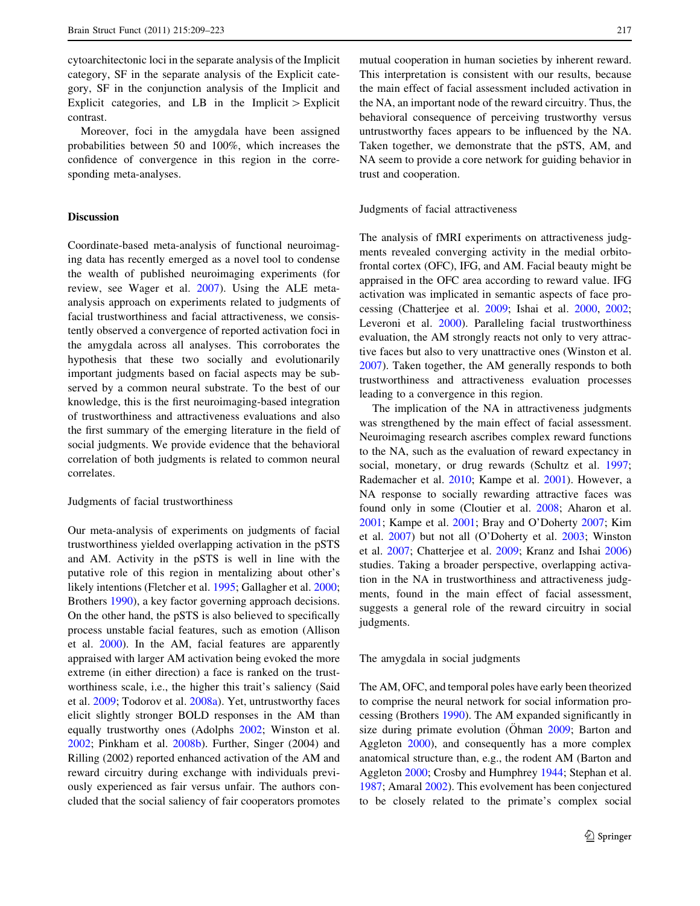cytoarchitectonic loci in the separate analysis of the Implicit category, SF in the separate analysis of the Explicit category, SF in the conjunction analysis of the Implicit and Explicit categories, and LB in the Implicit > Explicit contrast.

Moreover, foci in the amygdala have been assigned probabilities between 50 and 100%, which increases the confidence of convergence in this region in the corresponding meta-analyses.

## Discussion

Coordinate-based meta-analysis of functional neuroimaging data has recently emerged as a novel tool to condense the wealth of published neuroimaging experiments (for review, see Wager et al. 2007). Using the ALE meta-analysis approach on experiments related to judgments of facial trustworthiness and facial attractiveness, we consistently observed a convergence of reported activation foci in the amygdala across all analyses. This corroborates the hypothesis that these two socially and evolutionarily important judgments based on facial aspects may be subserved by a common neural substrate. To the best of our knowledge, this is the first neuroimaging-based integration of trustworthiness and attractiveness evaluations and also the first summary of the emerging literature in the field of social judgments. We provide evidence that the behavioral correlation of both judgments is related to common neural correlates.

### Judgments of facial trustworthiness

Our meta-analysis of experiments on judgments of facial trustworthiness yielded overlapping activation in the pSTS and AM. Activity in the pSTS is well in line with the putative role of this region in mentalizing about other's likely intentions (Fletcher et al. 1995; Gallagher et al. 2000; Brothers 1990), a key factor governing approach decisions. On the other hand, the pSTS is also believed to specifically process unstable facial features, such as emotion (Allison et al. 2000). In the AM, facial features are apparently appraised with larger AM activation being evoked the more extreme (in either direction) a face is ranked on the trustworthiness scale, i.e., the higher this trait's saliency (Said et al. 2009; Todorov et al. 2008a). Yet, untrustworthy faces elicit slightly stronger BOLD responses in the AM than equally trustworthy ones (Adolphs 2002; Winston et al. 2002; Pinkham et al. 2008b). Further, Singer (2004) and Rilling (2002) reported enhanced activation of the AM and reward circuitry during exchange with individuals previously experienced as fair versus unfair. The authors concluded that the social saliency of fair cooperators promotes mutual cooperation in human societies by inherent reward. This interpretation is consistent with our results, because the main effect of facial assessment included activation in the NA, an important node of the reward circuitry. Thus, the behavioral consequence of perceiving trustworthy versus untrustworthy faces appears to be influenced by the NA. Taken together, we demonstrate that the pSTS, AM, and NA seem to provide a core network for guiding behavior in trust and cooperation.

### Judgments of facial attractiveness

The analysis of fMRI experiments on attractiveness judgments revealed converging activity in the medial orbitofrontal cortex (OFC), IFG, and AM. Facial beauty might be appraised in the OFC area according to reward value. IFG activation was implicated in semantic aspects of face processing (Chatterjee et al. 2009; Ishai et al. 2000, 2002; Leveroni et al. 2000). Paralleling facial trustworthiness evaluation, the AM strongly reacts not only to very attractive faces but also to very unattractive ones (Winston et al. 2007). Taken together, the AM generally responds to both trustworthiness and attractiveness evaluation processes leading to a convergence in this region.

The implication of the NA in attractiveness judgments was strengthened by the main effect of facial assessment. Neuroimaging research ascribes complex reward functions to the NA, such as the evaluation of reward expectancy in social, monetary, or drug rewards (Schultz et al. 1997; Rademacher et al. 2010; Kampe et al. 2001). However, a NA response to socially rewarding attractive faces was found only in some (Cloutier et al. 2008; Aharon et al. 2001; Kampe et al. 2001; Bray and O'Doherty 2007; Kim et al. 2007) but not all (O'Doherty et al. 2003; Winston et al. 2007; Chatterjee et al. 2009; Kranz and Ishai 2006) studies. Taking a broader perspective, overlapping activation in the NA in trustworthiness and attractiveness judgments, found in the main effect of facial assessment, suggests a general role of the reward circuitry in social judgments.

### The amygdala in social judgments

The AM, OFC, and temporal poles have early been theorized to comprise the neural network for social information processing (Brothers 1990). The AM expanded significantly in size during primate evolution (Öhman 2009; Barton and Aggleton 2000), and consequently has a more complex anatomical structure than, e.g., the rodent AM (Barton and Aggleton 2000; Crosby and Humphrey 1944; Stephan et al. 1987; Amaral 2002). This evolvement has been conjectured to be closely related to the primate's complex social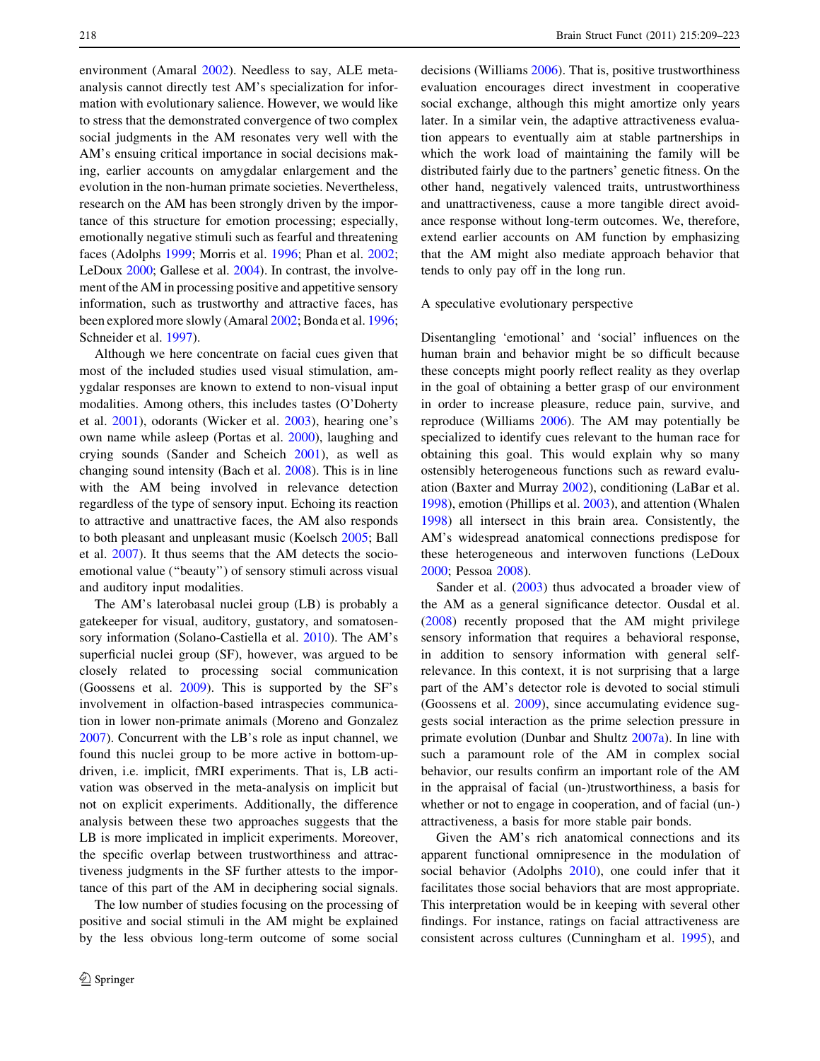environment (Amaral 2002). Needless to say, ALE meta-analysis cannot directly test AM's specialization for information with evolutionary salience. However, we would like to stress that the demonstrated convergence of two complex social judgments in the AM resonates very well with the AM's ensuing critical importance in social decisions making, earlier accounts on amygdalar enlargement and the evolution in the non-human primate societies. Nevertheless, research on the AM has been strongly driven by the importance of this structure for emotion processing; especially, emotionally negative stimuli such as fearful and threatening faces (Adolphs 1999; Morris et al. 1996; Phan et al. 2002; LeDoux 2000; Gallese et al. 2004). In contrast, the involvement of the AM in processing positive and appetitive sensory information, such as trustworthy and attractive faces, has been explored more slowly (Amaral 2002; Bonda et al. 1996; Schneider et al. 1997).

Although we here concentrate on facial cues given that most of the included studies used visual stimulation, amygdalar responses are known to extend to non-visual input modalities. Among others, this includes tastes (O'Doherty et al. 2001), odorants (Wicker et al. 2003), hearing one's own name while asleep (Portas et al. 2000), laughing and crying sounds (Sander and Scheich 2001), as well as changing sound intensity (Bach et al. 2008). This is in line with the AM being involved in relevance detection regardless of the type of sensory input. Echoing its reaction to attractive and unattractive faces, the AM also responds to both pleasant and unpleasant music (Koelsch 2005; Ball et al. 2007). It thus seems that the AM detects the socio-emotional value ("beauty") of sensory stimuli across visual and auditory input modalities.

The AM's laterobasal nuclei group (LB) is probably a gatekeeper for visual, auditory, gustatory, and somatosensory information (Solano-Castiella et al. 2010). The AM's superficial nuclei group (SF), however, was argued to be closely related to processing social communication (Goossens et al. 2009). This is supported by the SF's involvement in olfaction-based intraspecies communication in lower non-primate animals (Moreno and Gonzalez 2007). Concurrent with the LB's role as input channel, we found this nuclei group to be more active in bottom-up-driven, i.e. implicit, fMRI experiments. That is, LB activation was observed in the meta-analysis on implicit but not on explicit experiments. Additionally, the difference analysis between these two approaches suggests that the LB is more implicated in implicit experiments. Moreover, the specific overlap between trustworthiness and attractiveness judgments in the SF further attests to the importance of this part of the AM in deciphering social signals.

The low number of studies focusing on the processing of positive and social stimuli in the AM might be explained by the less obvious long-term outcome of some social decisions (Williams 2006). That is, positive trustworthiness evaluation encourages direct investment in cooperative social exchange, although this might amortize only years later. In a similar vein, the adaptive attractiveness evaluation appears to eventually aim at stable partnerships in which the work load of maintaining the family will be distributed fairly due to the partners' genetic fitness. On the other hand, negatively valenced traits, untrustworthiness and unattractiveness, cause a more tangible direct avoidance response without long-term outcomes. We, therefore, extend earlier accounts on AM function by emphasizing that the AM might also mediate approach behavior that tends to only pay off in the long run.

## A speculative evolutionary perspective

Disentangling 'emotional' and 'social' influences on the human brain and behavior might be so difficult because these concepts might poorly reflect reality as they overlap in the goal of obtaining a better grasp of our environment in order to increase pleasure, reduce pain, survive, and reproduce (Williams 2006). The AM may potentially be specialized to identify cues relevant to the human race for obtaining this goal. This would explain why so many ostensibly heterogeneous functions such as reward evaluation (Baxter and Murray 2002), conditioning (LaBar et al. 1998), emotion (Phillips et al. 2003), and attention (Whalen 1998) all intersect in this brain area. Consistently, the AM's widespread anatomical connections predispose for these heterogeneous and interwoven functions (LeDoux 2000; Pessoa 2008).

Sander et al. (2003) thus advocated a broader view of the AM as a general significance detector. Ousdal et al. (2008) recently proposed that the AM might privilege sensory information that requires a behavioral response, in addition to sensory information with general self-relevance. In this context, it is not surprising that a large part of the AM's detector role is devoted to social stimuli (Goossens et al. 2009), since accumulating evidence suggests social interaction as the prime selection pressure in primate evolution (Dunbar and Shultz 2007a). In line with such a paramount role of the AM in complex social behavior, our results confirm an important role of the AM in the appraisal of facial (un-)trustworthiness, a basis for whether or not to engage in cooperation, and of facial (un-)attractiveness, a basis for more stable pair bonds.

Given the AM's rich anatomical connections and its apparent functional omnipresence in the modulation of social behavior (Adolphs 2010), one could infer that it facilitates those social behaviors that are most appropriate. This interpretation would be in keeping with several other findings. For instance, ratings on facial attractiveness are consistent across cultures (Cunningham et al. 1995), and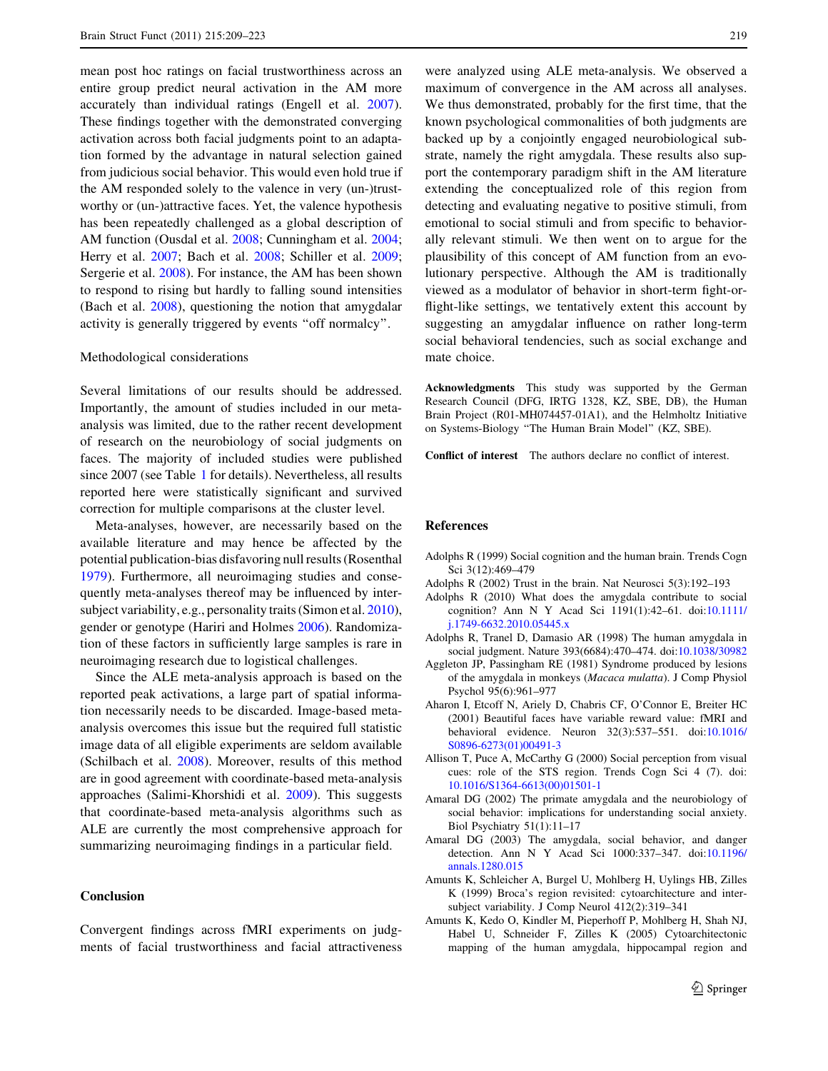mean post hoc ratings on facial trustworthiness across an entire group predict neural activation in the AM more accurately than individual ratings (Engell et al. 2007). These findings together with the demonstrated converging activation across both facial judgments point to an adaptation formed by the advantage in natural selection gained from judicious social behavior. This would even hold true if the AM responded solely to the valence in very (un-)trustworthy or (un-)attractive faces. Yet, the valence hypothesis has been repeatedly challenged as a global description of AM function (Ousdal et al. 2008; Cunningham et al. 2004; Herry et al. 2007; Bach et al. 2008; Schiller et al. 2009; Sergerie et al. 2008). For instance, the AM has been shown to respond to rising but hardly to falling sound intensities (Bach et al. 2008), questioning the notion that amygdalar activity is generally triggered by events "off normalcy".

### Methodological considerations

Several limitations of our results should be addressed. Importantly, the amount of studies included in our meta-analysis was limited, due to the rather recent development of research on the neurobiology of social judgments on faces. The majority of included studies were published since 2007 (see Table 1 for details). Nevertheless, all results reported here were statistically significant and survived correction for multiple comparisons at the cluster level.

Meta-analyses, however, are necessarily based on the available literature and may hence be affected by the potential publication-bias disfavoring null results (Rosenthal 1979). Furthermore, all neuroimaging studies and consequently meta-analyses thereof may be influenced by inter-subject variability, e.g., personality traits (Simon et al. 2010), gender or genotype (Hariri and Holmes 2006). Randomization of these factors in sufficiently large samples is rare in neuroimaging research due to logistical challenges.

Since the ALE meta-analysis approach is based on the reported peak activations, a large part of spatial information necessarily needs to be discarded. Image-based meta-analysis overcomes this issue but the required full statistic image data of all eligible experiments are seldom available (Schilbach et al. 2008). Moreover, results of this method are in good agreement with coordinate-based meta-analysis approaches (Salimi-Khorshidi et al. 2009). This suggests that coordinate-based meta-analysis algorithms such as ALE are currently the most comprehensive approach for summarizing neuroimaging findings in a particular field.

## Conclusion

Convergent findings across fMRI experiments on judgments of facial trustworthiness and facial attractiveness were analyzed using ALE meta-analysis. We observed a maximum of convergence in the AM across all analyses. We thus demonstrated, probably for the first time, that the known psychological commonalities of both judgments are backed up by a conjointly engaged neurobiological substrate, namely the right amygdala. These results also support the contemporary paradigm shift in the AM literature extending the conceptualized role of this region from detecting and evaluating negative to positive stimuli, from emotional to social stimuli and from specific to behaviorally relevant stimuli. We then went on to argue for the plausibility of this concept of AM function from an evolutionary perspective. Although the AM is traditionally viewed as a modulator of behavior in short-term fight-or-flight-like settings, we tentatively extent this account by suggesting an amygdalar influence on rather long-term social behavioral tendencies, such as social exchange and mate choice.

**Acknowledgments** This study was supported by the German Research Council (DFG, IRTG 1328, KZ, SBE, DB), the Human Brain Project (R01-MH074457-01A1), and the Helmholtz Initiative on Systems-Biology "The Human Brain Model" (KZ, SBE).

**Conflict of interest** The authors declare no conflict of interest.

## References

Adolphs R (1999) Social cognition and the human brain. Trends Cogn Sci 3(12):469–479

Adolphs R (2002) Trust in the brain. Nat Neurosci 5(3):192–193

Adolphs R (2010) What does the amygdala contribute to social cognition? Ann N Y Acad Sci 1191(1):42–61. doi:10.1111/j.1749-6632.2010.05445.x

Adolphs R, Tranel D, Damasio AR (1998) The human amygdala in social judgment. Nature 393(6684):470–474. doi:10.1038/30982

Aggleton JP, Passingham RE (1981) Syndrome produced by lesions of the amygdala in monkeys (*Macaca mulatta*). J Comp Physiol Psychol 95(6):961–977

Aharon I, Etcoff N, Ariely D, Chabris CF, O'Connor E, Breiter HC (2001) Beautiful faces have variable reward value: fMRI and behavioral evidence. Neuron 32(3):537–551. doi:10.1016/S0896-6273(01)00491-3

Allison T, Puce A, McCarthy G (2000) Social perception from visual cues: role of the STS region. Trends Cogn Sci 4 (7). doi:10.1016/S1364-6613(00)01501-1

Amaral DG (2002) The primate amygdala and the neurobiology of social behavior: implications for understanding social anxiety. Biol Psychiatry 51(1):11–17

Amaral DG (2003) The amygdala, social behavior, and danger detection. Ann N Y Acad Sci 1000:337–347. doi:10.1196/annals.1280.015

Amunts K, Schleicher A, Burgel U, Mohlberg H, Uylings HB, Zilles K (1999) Broca's region revisited: cytoarchitecture and intersubject variability. J Comp Neurol 412(2):319–341

Amunts K, Kedo O, Kindler M, Pieperhoff P, Mohlberg H, Shah NJ, Habel U, Schneider F, Zilles K (2005) Cytoarchitectonic mapping of the human amygdala, hippocampal region and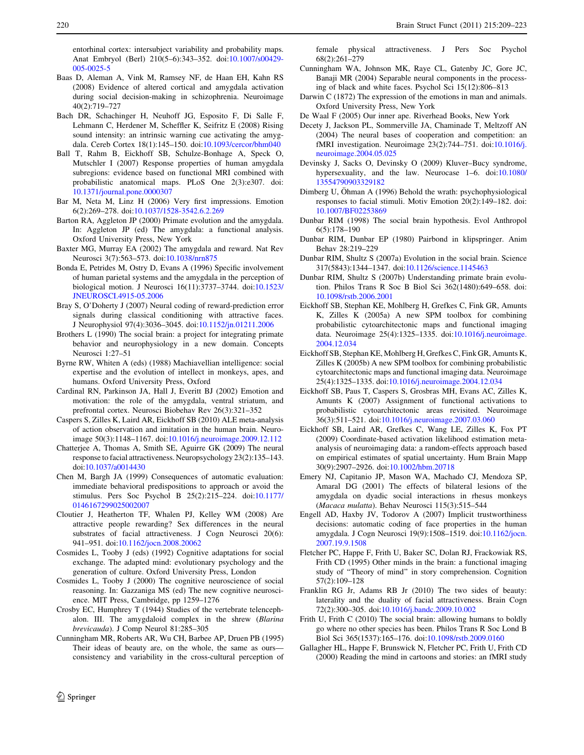entorhinal cortex: intersubject variability and probability maps. Anat Embryol (Berl) 210(5–6):343–352. doi:10.1007/s00429-005-0025-5

Baas D, Aleman A, Vink M, Ramsey NF, de Haan EH, Kahn RS (2008) Evidence of altered cortical and amygdala activation during social decision-making in schizophrenia. Neuroimage 40(2):719–727

Bach DR, Schachinger H, Neuhoff JG, Esposito F, Di Salle F, Lehmann C, Herdener M, Scheffler K, Seifritz E (2008) Rising sound intensity: an intrinsic warning cue activating the amygdala. Cereb Cortex 18(1):145–150. doi:10.1093/cercor/bhm040

Ball T, Rahm B, Eickhoff SB, Schulze-Bonhage A, Speck O, Mutschler I (2007) Response properties of human amygdala subregions: evidence based on functional MRI combined with probabilistic anatomical maps. PLoS One 2(3):e307. doi:10.1371/journal.pone.0000307

Bar M, Neta M, Linz H (2006) Very first impressions. Emotion 6(2):269–278. doi:10.1037/1528-3542.6.2.269

Barton RA, Aggleton JP (2000) Primate evolution and the amygdala. In: Aggleton JP (ed) The amygdala: a functional analysis. Oxford University Press, New York

Baxter MG, Murray EA (2002) The amygdala and reward. Nat Rev Neurosci 3(7):563–573. doi:10.1038/nrn875

Bonda E, Petrides M, Ostry D, Evans A (1996) Specific involvement of human parietal systems and the amygdala in the perception of biological motion. J Neurosci 16(11):3737–3744. doi:10.1523/JNEUROSCI.4915-05.2006

Bray S, O'Doherty J (2007) Neural coding of reward-prediction error signals during classical conditioning with attractive faces. J Neurophysiol 97(4):3036–3045. doi:10.1152/jn.01211.2006

Brothers L (1990) The social brain: a project for integrating primate behavior and neurophysiology in a new domain. Concepts Neurosci 1:27–51

Byrne RW, Whiten A (eds) (1988) Machiavellian intelligence: social expertise and the evolution of intellect in monkeys, apes, and humans. Oxford University Press, Oxford

Cardinal RN, Parkinson JA, Hall J, Everitt BJ (2002) Emotion and motivation: the role of the amygdala, ventral striatum, and prefrontal cortex. Neurosci Biobehav Rev 26(3):321–352

Caspers S, Zilles K, Laird AR, Eickhoff SB (2010) ALE meta-analysis of action observation and imitation in the human brain. Neuroimage 50(3):1148–1167. doi:10.1016/j.neuroimage.2009.12.112

Chatterjee A, Thomas A, Smith SE, Aguirre GK (2009) The neural response to facial attractiveness. Neuropsychology 23(2):135–143. doi:10.1037/a0014430

Chen M, Bargh JA (1999) Consequences of automatic evaluation: immediate behavioral predispositions to approach or avoid the stimulus. Pers Soc Psychol B 25(2):215–224. doi:10.1177/0146167299025002007

Cloutier J, Heatherton TF, Whalen PJ, Kelley WM (2008) Are attractive people rewarding? Sex differences in the neural substrates of facial attractiveness. J Cogn Neurosci 20(6):941–951. doi:10.1162/jocn.2008.20062

Cosmides L, Tooby J (eds) (1992) Cognitive adaptations for social exchange. The adapted mind: evolutionary psychology and the generation of culture. Oxford University Press, London

Cosmides L, Tooby J (2000) The cognitive neuroscience of social reasoning. In: Gazzaniga MS (ed) The new cognitive neuroscience. MIT Press, Cambridge, pp 1259–1276

Crosby EC, Humphrey T (1944) Studies of the vertebrate telencephalon. III. The amygdaloid complex in the shrew (*Blarina brevicauda*). J Comp Neurol 81:285–305

Cunningham MR, Roberts AR, Wu CH, Barbee AP, Druen PB (1995) Their ideas of beauty are, on the whole, the same as ours—consistency and variability in the cross-cultural perception of female physical attractiveness. J Pers Soc Psychol 68(2):261–279

Cunningham WA, Johnson MK, Raye CL, Gatenby JC, Gore JC, Banaji MR (2004) Separable neural components in the processing of black and white faces. Psychol Sci 15(12):806–813

Darwin C (1872) The expression of the emotions in man and animals. Oxford University Press, New York

De Waal F (2005) Our inner ape. Riverhead Books, New York

Decety J, Jackson PL, Sommerville JA, Chaminade T, Meltzoff AN (2004) The neural bases of cooperation and competition: an fMRI investigation. Neuroimage 23(2):744–751. doi:10.1016/j.neuroimage.2004.05.025

Devinsky J, Sacks O, Devinsky O (2009) Kluver–Bucy syndrome, hypersexuality, and the law. Neurocase 1–6. doi:10.1080/13554790903329182

Dimberg U, Öhman A (1996) Behold the wrath: psychophysiological responses to facial stimuli. Motiv Emotion 20(2):149–182. doi:10.1007/BF02253869

Dunbar RIM (1998) The social brain hypothesis. Evol Anthropol 6(5):178–190

Dunbar RIM, Dunbar EP (1980) Pairbond in klipspringer. Anim Behav 28:219–229

Dunbar RIM, Shultz S (2007a) Evolution in the social brain. Science 317(5843):1344–1347. doi:10.1126/science.1145463

Dunbar RIM, Shultz S (2007b) Understanding primate brain evolution. Philos Trans R Soc B Biol Sci 362(1480):649–658. doi:10.1098/rstb.2006.2001

Eickhoff SB, Stephan KE, Mohlberg H, Grefkes C, Fink GR, Amunts K, Zilles K (2005a) A new SPM toolbox for combining probabilistic cytoarchitectonic maps and functional imaging data. Neuroimage 25(4):1325–1335. doi:10.1016/j.neuroimage.2004.12.034

Eickhoff SB, Stephan KE, Mohlberg H, Grefkes C, Fink GR, Amunts K, Zilles K (2005b) A new SPM toolbox for combining probabilistic cytoarchitectonic maps and functional imaging data. Neuroimage 25(4):1325–1335. doi:10.1016/j.neuroimage.2004.12.034

Eickhoff SB, Paus T, Caspers S, Grosbras MH, Evans AC, Zilles K, Amunts K (2007) Assignment of functional activations to probabilistic cytoarchitectonic areas revisited. Neuroimage 36(3):511–521. doi:10.1016/j.neuroimage.2007.03.060

Eickhoff SB, Laird AR, Grefkes C, Wang LE, Zilles K, Fox PT (2009) Coordinate-based activation likelihood estimation meta-analysis of neuroimaging data: a random-effects approach based on empirical estimates of spatial uncertainty. Hum Brain Mapp 30(9):2907–2926. doi:10.1002/hbm.20718

Emery NJ, Capitanio JP, Mason WA, Machado CJ, Mendoza SP, Amaral DG (2001) The effects of bilateral lesions of the amygdala on dyadic social interactions in rhesus monkeys (*Macaca mulatta*). Behav Neurosci 115(3):515–544

Engell AD, Haxby JV, Todorov A (2007) Implicit trustworthiness decisions: automatic coding of face properties in the human amygdala. J Cogn Neurosci 19(9):1508–1519. doi:10.1162/jocn.2007.19.9.1508

Fletcher PC, Happe F, Frith U, Baker SC, Dolan RJ, Frackowiak RS, Frith CD (1995) Other minds in the brain: a functional imaging study of "Theory of mind" in story comprehension. Cognition 57(2):109–128

Franklin RG Jr, Adams RB Jr (2010) The two sides of beauty: laterality and the duality of facial attractiveness. Brain Cogn 72(2):300–305. doi:10.1016/j.bandc.2009.10.002

Frith U, Frith C (2010) The social brain: allowing humans to boldly go where no other species has been. Philos Trans R Soc Lond B Biol Sci 365(1537):165–176. doi:10.1098/rstb.2009.0160

Gallagher HL, Happe F, Brunswick N, Fletcher PC, Frith U, Frith CD (2000) Reading the mind in cartoons and stories: an fMRI study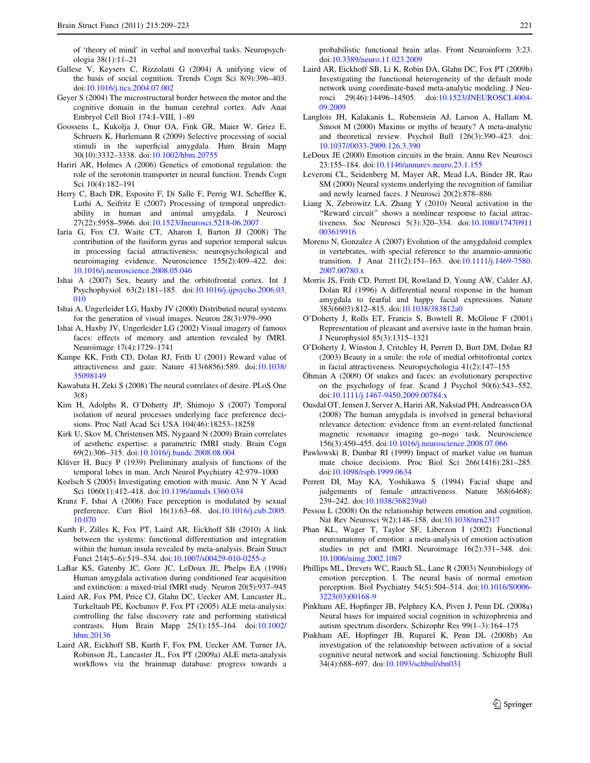of 'theory of mind' in verbal and nonverbal tasks. Neuropsychologia 38(1):11–21

Gallese V, Keysers C, Rizzolatti G (2004) A unifying view of the basis of social cognition. Trends Cogn Sci 8(9):396–403. doi:10.1016/j.tics.2004.07.002

Geyer S (2004) The microstructural border between the motor and the cognitive domain in the human cerebral cortex. Adv Anat Embryol Cell Biol 174:I–VIII, 1–89

Goossens L, Kukolja J, Onur OA, Fink GR, Maier W, Griez E, Schruers K, Hurlemann R (2009) Selective processing of social stimuli in the superficial amygdala. Hum Brain Mapp 30(10):3332–3338. doi:10.1002/hbm.20755

Hariri AR, Holmes A (2006) Genetics of emotional regulation: the role of the serotonin transporter in neural function. Trends Cogn Sci 10(4):182–191

Herry C, Bach DR, Esposito F, Di Salle F, Perrig WJ, Scheffler K, Luthi A, Seifritz E (2007) Processing of temporal unpredictability in human and animal amygdala. J Neurosci 27(22):5958–5966. doi:10.1523/Jneurosci.5218-06.2007

Iaria G, Fox CJ, Waite CT, Aharon I, Barton JJ (2008) The contribution of the fusiform gyrus and superior temporal sulcus in processing facial attractiveness: neuropsychological and neuroimaging evidence. Neuroscience 155(2):409–422. doi:10.1016/j.neuroscience.2008.05.046

Ishai A (2007) Sex, beauty and the orbitofrontal cortex. Int J Psychophysiol 63(2):181–185. doi:10.1016/j.ijpsycho.2006.03.010

Ishai A, Ungerleider LG, Haxby JV (2000) Distributed neural systems for the generation of visual images. Neuron 28(3):979–990

Ishai A, Haxby JV, Ungerleider LG (2002) Visual imagery of famous faces: effects of memory and attention revealed by fMRI. Neuroimage 17(4):1729–1741

Kampe KK, Frith CD, Dolan RJ, Frith U (2001) Reward value of attractiveness and gaze. Nature 413(6856):589. doi:10.1038/35098149

Kawabata H, Zeki S (2008) The neural correlates of desire. PLoS One 3(8)

Kim H, Adolphs R, O'Doherty JP, Shimojo S (2007) Temporal isolation of neural processes underlying face preference decisions. Proc Natl Acad Sci USA 104(46):18253–18258

Kirk U, Skov M, Christensen MS, Nygaard N (2009) Brain correlates of aesthetic expertise: a parametric fMRI study. Brain Cogn 69(2):306–315. doi:10.1016/j.bandc.2008.08.004

Klüver H, Bucy P (1939) Preliminary analysis of functions of the temporal lobes in man. Arch Neurol Psychiatry 42:979–1000

Koelsch S (2005) Investigating emotion with music. Ann N Y Acad Sci 1060(1):412–418. doi:10.1196/annals.1360.034

Kranz F, Ishai A (2006) Face perception is modulated by sexual preference. Curr Biol 16(1):63–68. doi:10.1016/j.cub.2005.10.070

Kurth F, Zilles K, Fox PT, Laird AR, Eickhoff SB (2010) A link between the systems: functional differentiation and integration within the human insula revealed by meta-analysis. Brain Struct Funct 214(5–6):519–534. doi:10.1007/s00429-010-0255-z

LaBar KS, Gatenby JC, Gore JC, LeDoux JE, Phelps EA (1998) Human amygdala activation during conditioned fear acquisition and extinction: a mixed-trial fMRI study. Neuron 20(5):937–945

Laird AR, Fox PM, Price CJ, Glahn DC, Uecker AM, Lancaster JL, Turkeltaub PE, Kochunov P, Fox PT (2005) ALE meta-analysis: controlling the false discovery rate and performing statistical contrasts. Hum Brain Mapp 25(1):155–164. doi:10.1002/hbm.20136

Laird AR, Eickhoff SB, Kurth F, Fox PM, Uecker AM, Turner JA, Robinson JL, Lancaster JL, Fox PT (2009a) ALE meta-analysis workflows via the brainmap database: progress towards a probabilistic functional brain atlas. Front Neuroinform 3:23. doi:10.3389/neuro.11.023.2009

Laird AR, Eickhoff SB, Li K, Robin DA, Glahn DC, Fox PT (2009b) Investigating the functional heterogeneity of the default mode network using coordinate-based meta-analytic modeling. J Neurosci 29(46):14496–14505. doi:10.1523/JNEUROSCI.4004-09.2009

Langlois JH, Kalakanis L, Rubenstein AJ, Larson A, Hallam M, Smoot M (2000) Maxims or myths of beauty? A meta-analytic and theoretical review. Psychol Bull 126(3):390–423. doi:10.1037//0033-2909.126.3.390

LeDoux JE (2000) Emotion circuits in the brain. Annu Rev Neurosci 23:155–184. doi:10.1146/annurev.neuro.23.1.155

Leveroni CL, Seidenberg M, Mayer AR, Mead LA, Binder JR, Rao SM (2000) Neural systems underlying the recognition of familiar and newly learned faces. J Neurosci 20(2):878–886

Liang X, Zebrowitz LA, Zhang Y (2010) Neural activation in the "Reward circuit" shows a nonlinear response to facial attractiveness. Soc Neurosci 5(3):320–334. doi:10.1080/17470911003619916

Moreno N, Gonzalez A (2007) Evolution of the amygdaloid complex in vertebrates, with special reference to the anamnio-amniotic transition. J Anat 211(2):151–163. doi:10.1111/j.1469-7580.2007.00780.x

Morris JS, Frith CD, Perrett DI, Rowland D, Young AW, Calder AJ, Dolan RJ (1996) A differential neural response in the human amygdala to fearful and happy facial expressions. Nature 383(6603):812–815. doi:10.1038/383812a0

O'Doherty J, Rolls ET, Francis S, Bowtell R, McGlone F (2001) Representation of pleasant and aversive taste in the human brain. J Neurophysiol 85(3):1315–1321

O'Doherty J, Winston J, Critchley H, Perrett D, Burt DM, Dolan RJ (2003) Beauty in a smile: the role of medial orbitofrontal cortex in facial attractiveness. Neuropsychologia 41(2):147–155

Öhman A (2009) Of snakes and faces: an evolutionary perspective on the psychology of fear. Scand J Psychol 50(6):543–552. doi:10.1111/j.1467-9450.2009.00784.x

Ousdal OT, Jensen J, Server A, Hariri AR, Nakstad PH, Andreassen OA (2008) The human amygdala is involved in general behavioral relevance detection: evidence from an event-related functional magnetic resonance imaging go–nogo task. Neuroscience 156(3):450–455. doi:10.1016/j.neuroscience.2008.07.066

Pawlowski B, Dunbar RI (1999) Impact of market value on human mate choice decisions. Proc Biol Sci 266(1416):281–285. doi:10.1098/rspb.1999.0634

Perrett DI, May KA, Yoshikawa S (1994) Facial shape and judgements of female attractiveness. Nature 368(6468):239–242. doi:10.1038/368239a0

Pessoa L (2008) On the relationship between emotion and cognition. Nat Rev Neurosci 9(2):148–158. doi:10.1038/nrn2317

Phan KL, Wager T, Taylor SF, Liberzon I (2002) Functional neuroanatomy of emotion: a meta-analysis of emotion activation studies in pet and fMRI. Neuroimage 16(2):331–348. doi:10.1006/nimg.2002.1087

Phillips ML, Drevets WC, Rauch SL, Lane R (2003) Neurobiology of emotion perception. I. The neural basis of normal emotion perception. Biol Psychiatry 54(5):504–514. doi:10.1016/S0006-3223(03)00168-9

Pinkham AE, Hopfinger JB, Pelphrey KA, Piven J, Penn DL (2008a) Neural bases for impaired social cognition in schizophrenia and autism spectrum disorders. Schizophr Res 99(1–3):164–175

Pinkham AE, Hopfinger JB, Ruparel K, Penn DL (2008b) An investigation of the relationship between activation of a social cognitive neural network and social functioning. Schizophr Bull 34(4):688–697. doi:10.1093/schbul/sbn031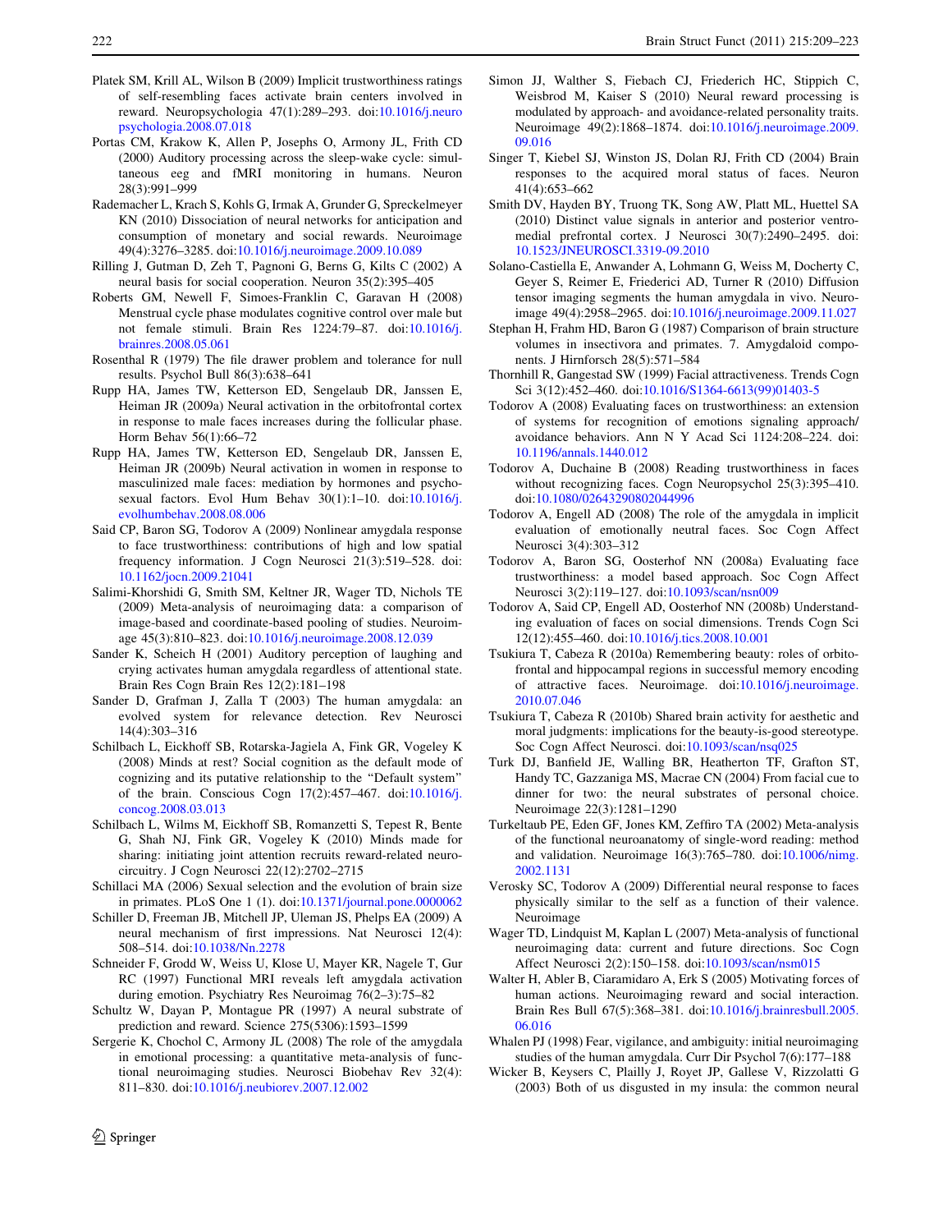Platek SM, Krill AL, Wilson B (2009) Implicit trustworthiness ratings of self-resembling faces activate brain centers involved in reward. Neuropsychologia 47(1):289–293. doi:10.1016/j.neuropsychologia.2008.07.018

Portas CM, Krakow K, Allen P, Josephs O, Armony JL, Frith CD (2000) Auditory processing across the sleep-wake cycle: simultaneous eeg and fMRI monitoring in humans. Neuron 28(3):991–999

Rademacher L, Krach S, Kohls G, Irmak A, Grunder G, Spreckelmeyer KN (2010) Dissociation of neural networks for anticipation and consumption of monetary and social rewards. Neuroimage 49(4):3276–3285. doi:10.1016/j.neuroimage.2009.10.089

Rilling J, Gutman D, Zeh T, Pagnoni G, Berns G, Kilts C (2002) A neural basis for social cooperation. Neuron 35(2):395–405

Roberts GM, Newell F, Simoes-Franklin C, Garavan H (2008) Menstrual cycle phase modulates cognitive control over male but not female stimuli. Brain Res 1224:79–87. doi:10.1016/j.brainres.2008.05.061

Rosenthal R (1979) The file drawer problem and tolerance for null results. Psychol Bull 86(3):638–641

Rupp HA, James TW, Ketterson ED, Sengelaub DR, Janssen E, Heiman JR (2009a) Neural activation in the orbitofrontal cortex in response to male faces increases during the follicular phase. Horm Behav 56(1):66–72

Rupp HA, James TW, Ketterson ED, Sengelaub DR, Janssen E, Heiman JR (2009b) Neural activation in women in response to masculinized male faces: mediation by hormones and psychosexual factors. Evol Hum Behav 30(1):1–10. doi:10.1016/j.evolhumbehav.2008.08.006

Said CP, Baron SG, Todorov A (2009) Nonlinear amygdala response to face trustworthiness: contributions of high and low spatial frequency information. J Cogn Neurosci 21(3):519–528. doi:10.1162/jocn.2009.21041

Salimi-Khorshidi G, Smith SM, Keltner JR, Wager TD, Nichols TE (2009) Meta-analysis of neuroimaging data: a comparison of image-based and coordinate-based pooling of studies. Neuroimage 45(3):810–823. doi:10.1016/j.neuroimage.2008.12.039

Sander K, Scheich H (2001) Auditory perception of laughing and crying activates human amygdala regardless of attentional state. Brain Res Cogn Brain Res 12(2):181–198

Sander D, Grafman J, Zalla T (2003) The human amygdala: an evolved system for relevance detection. Rev Neurosci 14(4):303–316

Schilbach L, Eickhoff SB, Rotarska-Jagiela A, Fink GR, Vogeley K (2008) Minds at rest? Social cognition as the default mode of cognizing and its putative relationship to the "Default system" of the brain. Conscious Cogn 17(2):457–467. doi:10.1016/j.concog.2008.03.013

Schilbach L, Wilms M, Eickhoff SB, Romanzetti S, Tepest R, Bente G, Shah NJ, Fink GR, Vogeley K (2010) Minds made for sharing: initiating joint attention recruits reward-related neurocircuitry. J Cogn Neurosci 22(12):2702–2715

Schillaci MA (2006) Sexual selection and the evolution of brain size in primates. PLoS One 1 (1). doi:10.1371/journal.pone.0000062

Schiller D, Freeman JB, Mitchell JP, Uleman JS, Phelps EA (2009) A neural mechanism of first impressions. Nat Neurosci 12(4):508–514. doi:10.1038/Nn.2278

Schneider F, Grodd W, Weiss U, Klose U, Mayer KR, Nagele T, Gur RC (1997) Functional MRI reveals left amygdala activation during emotion. Psychiatry Res Neuroimag 76(2–3):75–82

Schultz W, Dayan P, Montague PR (1997) A neural substrate of prediction and reward. Science 275(5306):1593–1599

Sergerie K, Chochol C, Armony JL (2008) The role of the amygdala in emotional processing: a quantitative meta-analysis of functional neuroimaging studies. Neurosci Biobehav Rev 32(4):811–830. doi:10.1016/j.neubiorev.2007.12.002

Simon JJ, Walther S, Fiebach CJ, Friederich HC, Stippich C, Weisbrod M, Kaiser S (2010) Neural reward processing is modulated by approach- and avoidance-related personality traits. Neuroimage 49(2):1868–1874. doi:10.1016/j.neuroimage.2009.09.016

Singer T, Kiebel SJ, Winston JS, Dolan RJ, Frith CD (2004) Brain responses to the acquired moral status of faces. Neuron 41(4):653–662

Smith DV, Hayden BY, Truong TK, Song AW, Platt ML, Huettel SA (2010) Distinct value signals in anterior and posterior ventromedial prefrontal cortex. J Neurosci 30(7):2490–2495. doi:10.1523/JNEUROSCI.3319-09.2010

Solano-Castiella E, Anwander A, Lohmann G, Weiss M, Docherty C, Geyer S, Reimer E, Friederici AD, Turner R (2010) Diffusion tensor imaging segments the human amygdala in vivo. Neuroimage 49(4):2958–2965. doi:10.1016/j.neuroimage.2009.11.027

Stephan H, Frahm HD, Baron G (1987) Comparison of brain structure volumes in insectivora and primates. 7. Amygdaloid components. J Hirnforsch 28(5):571–584

Thornhill R, Gangestad SW (1999) Facial attractiveness. Trends Cogn Sci 3(12):452–460. doi:10.1016/S1364-6613(99)01403-5

Todorov A (2008) Evaluating faces on trustworthiness: an extension of systems for recognition of emotions signaling approach/avoidance behaviors. Ann N Y Acad Sci 1124:208–224. doi:10.1196/annals.1440.012

Todorov A, Duchaine B (2008) Reading trustworthiness in faces without recognizing faces. Cogn Neuropsychol 25(3):395–410. doi:10.1080/02643290802044996

Todorov A, Engell AD (2008) The role of the amygdala in implicit evaluation of emotionally neutral faces. Soc Cogn Affect Neurosci 3(4):303–312

Todorov A, Baron SG, Oosterhof NN (2008a) Evaluating face trustworthiness: a model based approach. Soc Cogn Affect Neurosci 3(2):119–127. doi:10.1093/scan/nsn009

Todorov A, Said CP, Engell AD, Oosterhof NN (2008b) Understanding evaluation of faces on social dimensions. Trends Cogn Sci 12(12):455–460. doi:10.1016/j.tics.2008.10.001

Tsukiura T, Cabeza R (2010a) Remembering beauty: roles of orbitofrontal and hippocampal regions in successful memory encoding of attractive faces. Neuroimage. doi:10.1016/j.neuroimage.2010.07.046

Tsukiura T, Cabeza R (2010b) Shared brain activity for aesthetic and moral judgments: implications for the beauty-is-good stereotype. Soc Cogn Affect Neurosci. doi:10.1093/scan/nsq025

Turk DJ, Banfield JE, Walling BR, Heatherton TF, Grafton ST, Handy TC, Gazzaniga MS, Macrae CN (2004) From facial cue to dinner for two: the neural substrates of personal choice. Neuroimage 22(3):1281–1290

Turkeltaub PE, Eden GF, Jones KM, Zeffiro TA (2002) Meta-analysis of the functional neuroanatomy of single-word reading: method and validation. Neuroimage 16(3):765–780. doi:10.1006/nimg.2002.1131

Verosky SC, Todorov A (2009) Differential neural response to faces physically similar to the self as a function of their valence. Neuroimage

Wager TD, Lindquist M, Kaplan L (2007) Meta-analysis of functional neuroimaging data: current and future directions. Soc Cogn Affect Neurosci 2(2):150–158. doi:10.1093/scan/nsm015

Walter H, Abler B, Ciaramidaro A, Erk S (2005) Motivating forces of human actions. Neuroimaging reward and social interaction. Brain Res Bull 67(5):368–381. doi:10.1016/j.brainresbull.2005.06.016

Whalen PJ (1998) Fear, vigilance, and ambiguity: initial neuroimaging studies of the human amygdala. Curr Dir Psychol 7(6):177–188

Wicker B, Keysers C, Plailly J, Royet JP, Gallese V, Rizzolatti G (2003) Both of us disgusted in my insula: the common neural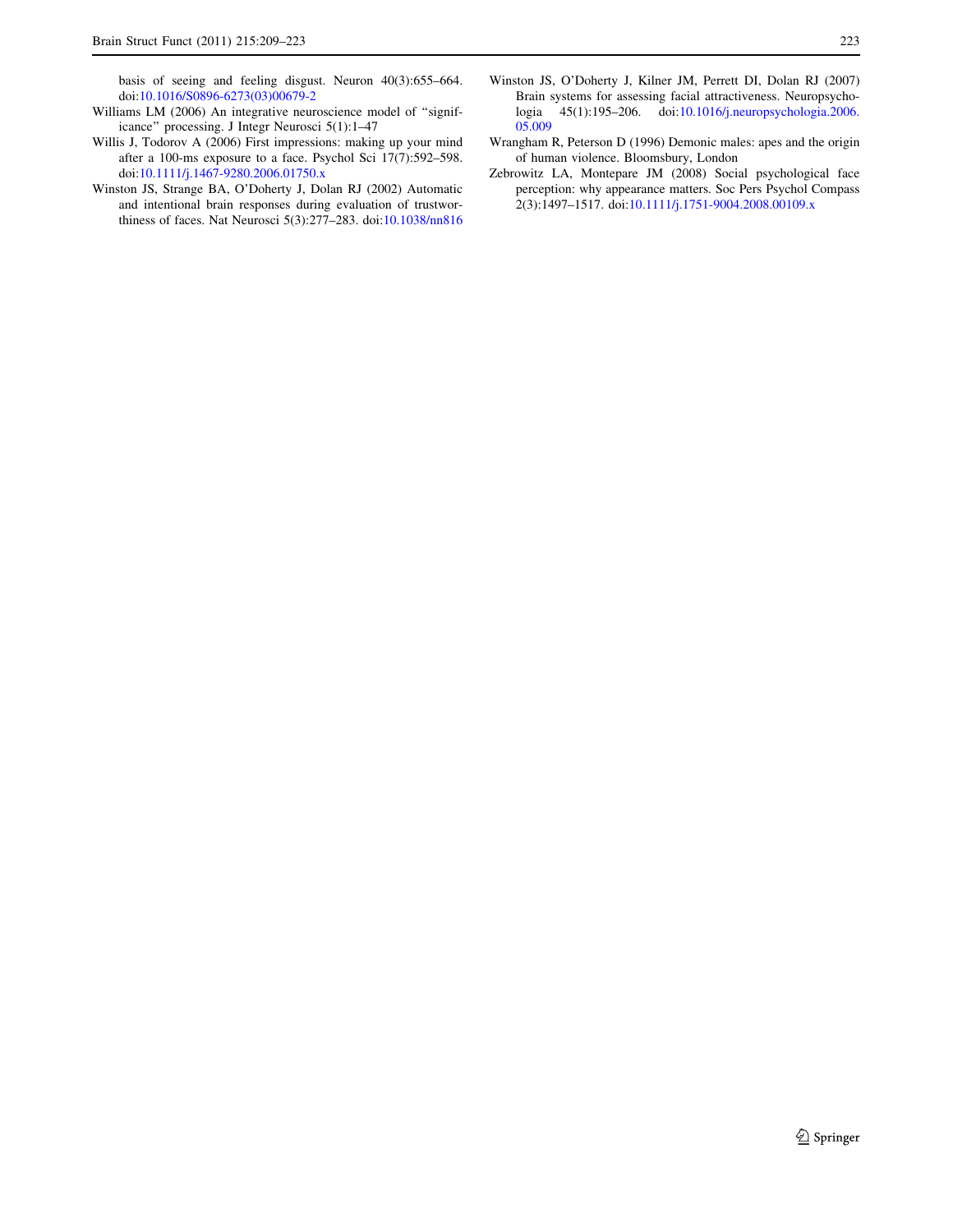basis of seeing and feeling disgust. Neuron 40(3):655–664. doi:10.1016/S0896-6273(03)00679-2

Williams LM (2006) An integrative neuroscience model of "significance" processing. J Integr Neurosci 5(1):1–47

Willis J, Todorov A (2006) First impressions: making up your mind after a 100-ms exposure to a face. Psychol Sci 17(7):592–598. doi:10.1111/j.1467-9280.2006.01750.x

Winston JS, Strange BA, O'Doherty J, Dolan RJ (2002) Automatic and intentional brain responses during evaluation of trustworthiness of faces. Nat Neurosci 5(3):277–283. doi:10.1038/nn816

Winston JS, O'Doherty J, Kilner JM, Perrett DI, Dolan RJ (2007) Brain systems for assessing facial attractiveness. Neuropsychologia 45(1):195–206. doi:10.1016/j.neuropsychologia.2006.05.009

Wrangham R, Peterson D (1996) Demonic males: apes and the origin of human violence. Bloomsbury, London

Zebrowitz LA, Montepare JM (2008) Social psychological face perception: why appearance matters. Soc Pers Psychol Compass 2(3):1497–1517. doi:10.1111/j.1751-9004.2008.00109.x